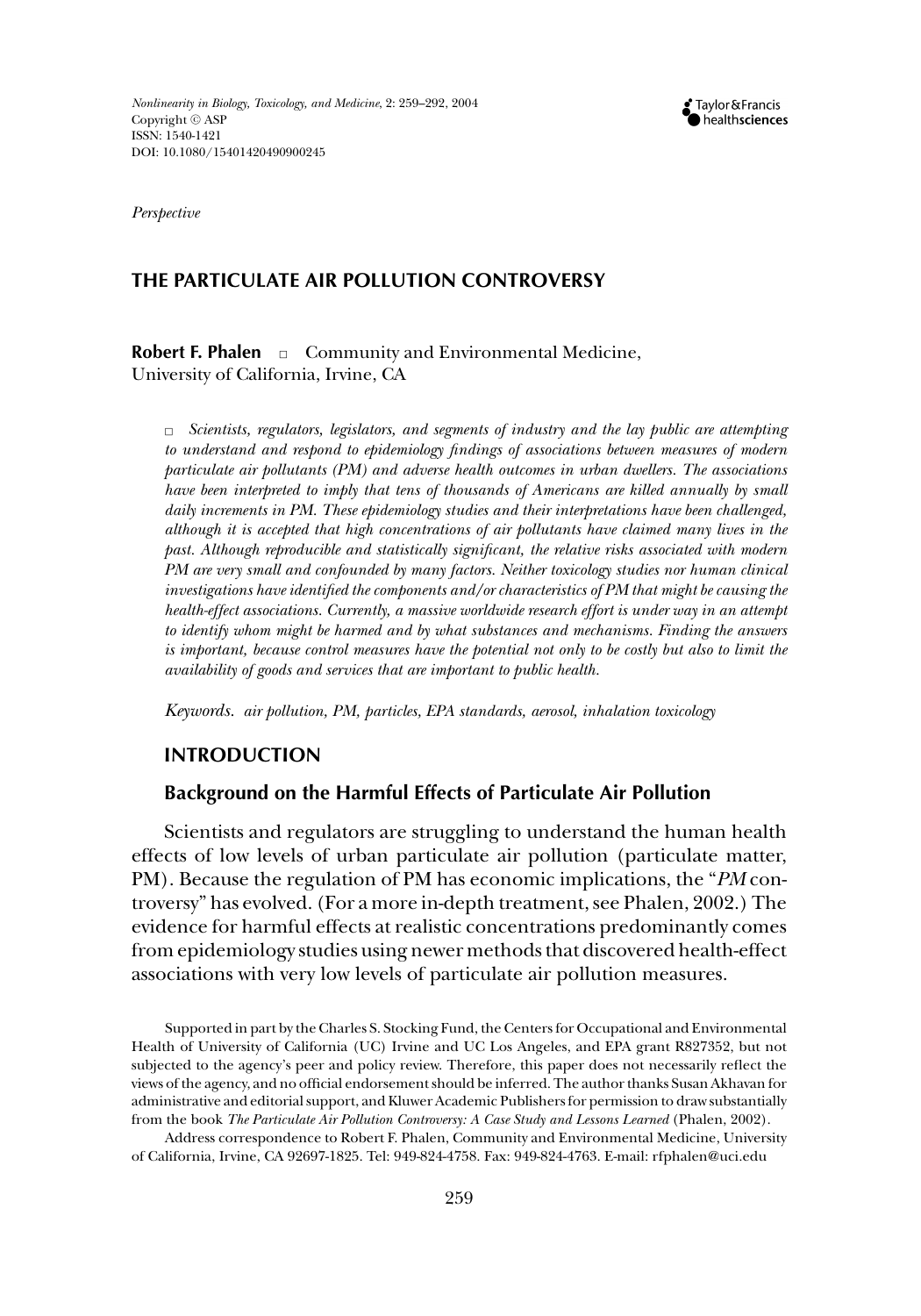*Perspective*

# THE PARTICULATE AIR POLLUTION CONTROVERSY

**Robert F. Phalen** □ Community and Environmental Medicine, University of California, Irvine, CA

□ *Scientists, regulators, legislators, and segments of industry and the lay public are attempting to understand and respond to epidemiology findings of associations between measures of modern particulate air pollutants (PM) and adverse health outcomes in urban dwellers. The associations have been interpreted to imply that tens of thousands of Americans are killed annually by small daily increments in PM. These epidemiology studies and their interpretations have been challenged, although it is accepted that high concentrations of air pollutants have claimed many lives in the past. Although reproducible and statistically significant, the relative risks associated with modern PM are very small and confounded by many factors. Neither toxicology studies nor human clinical investigations have identified the components and/or characteristics of PM that might be causing the health-effect associations. Currently, a massive worldwide research effort is under way in an attempt to identify whom might be harmed and by what substances and mechanisms. Finding the answers is important, because control measures have the potential not only to be costly but also to limit the availability of goods and services that are important to public health.*

*Keywords.* *air pollution, PM, particles, EPA standards, aerosol, inhalation toxicology*

## INTRODUCTION

### Background on the Harmful Effects of Particulate Air Pollution

Scientists and regulators are struggling to understand the human health effects of low levels of urban particulate air pollution (particulate matter, PM). Because the regulation of PM has economic implications, the "*PM* controversy" has evolved. (For a more in-depth treatment, see Phalen, 2002.) The evidence for harmful effects at realistic concentrations predominantly comes from epidemiology studies using newer methods that discovered health-effect associations with very low levels of particulate air pollution measures.

Supported in part by the Charles S. Stocking Fund, the Centers for Occupational and Environmental Health of University of California (UC) Irvine and UC Los Angeles, and EPA grant R827352, but not subjected to the agency's peer and policy review. Therefore, this paper does not necessarily reflect the views of the agency, and no official endorsement should be inferred. The author thanks Susan Akhavan for administrative and editorial support, and Kluwer Academic Publishers for permission to draw substantially from the book *The Particulate Air Pollution Controversy: A Case Study and Lessons Learned* (Phalen, 2002).

Address correspondence to Robert F. Phalen, Community and Environmental Medicine, University of California, Irvine, CA 92697-1825. Tel: 949-824-4758. Fax: 949-824-4763. E-mail: rfphalen@uci.edu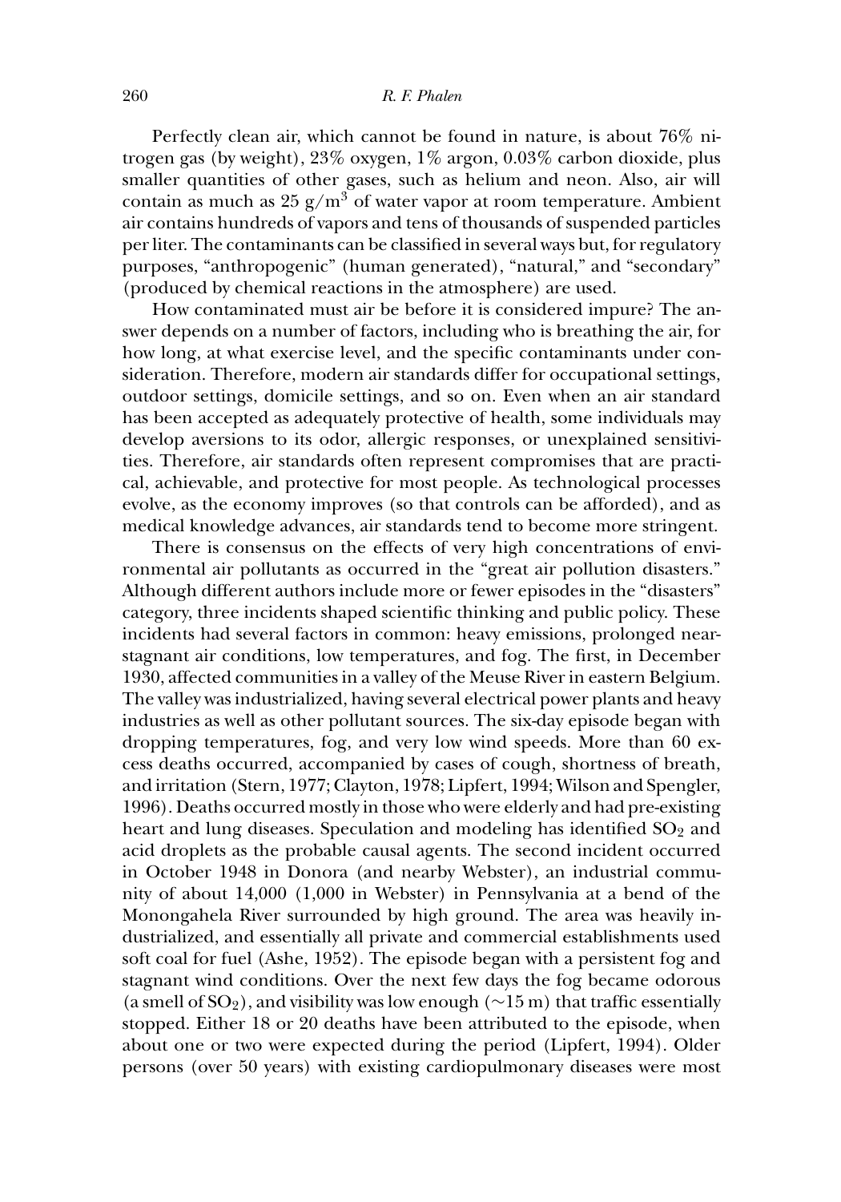Perfectly clean air, which cannot be found in nature, is about 76% nitrogen gas (by weight), 23% oxygen, 1% argon, 0.03% carbon dioxide, plus smaller quantities of other gases, such as helium and neon. Also, air will contain as much as 25 $g/m^3$ of water vapor at room temperature. Ambient air contains hundreds of vapors and tens of thousands of suspended particles per liter. The contaminants can be classified in several ways but, for regulatory purposes, "anthropogenic" (human generated), "natural," and "secondary" (produced by chemical reactions in the atmosphere) are used.

How contaminated must air be before it is considered impure? The answer depends on a number of factors, including who is breathing the air, for how long, at what exercise level, and the specific contaminants under consideration. Therefore, modern air standards differ for occupational settings, outdoor settings, domicile settings, and so on. Even when an air standard has been accepted as adequately protective of health, some individuals may develop aversions to its odor, allergic responses, or unexplained sensitivities. Therefore, air standards often represent compromises that are practical, achievable, and protective for most people. As technological processes evolve, as the economy improves (so that controls can be afforded), and as medical knowledge advances, air standards tend to become more stringent.

There is consensus on the effects of very high concentrations of environmental air pollutants as occurred in the "great air pollution disasters." Although different authors include more or fewer episodes in the "disasters" category, three incidents shaped scientific thinking and public policy. These incidents had several factors in common: heavy emissions, prolonged near-stagnant air conditions, low temperatures, and fog. The first, in December 1930, affected communities in a valley of the Meuse River in eastern Belgium. The valley was industrialized, having several electrical power plants and heavy industries as well as other pollutant sources. The six-day episode began with dropping temperatures, fog, and very low wind speeds. More than 60 excess deaths occurred, accompanied by cases of cough, shortness of breath, and irritation (Stern, 1977; Clayton, 1978; Lipfert, 1994; Wilson and Spengler, 1996). Deaths occurred mostly in those who were elderly and had pre-existing heart and lung diseases. Speculation and modeling has identified $SO_2$ and acid droplets as the probable causal agents. The second incident occurred in October 1948 in Donora (and nearby Webster), an industrial community of about 14,000 (1,000 in Webster) in Pennsylvania at a bend of the Monongahela River surrounded by high ground. The area was heavily industrialized, and essentially all private and commercial establishments used soft coal for fuel (Ashe, 1952). The episode began with a persistent fog and stagnant wind conditions. Over the next few days the fog became odorous (a smell of $SO_2$), and visibility was low enough (~15 m) that traffic essentially stopped. Either 18 or 20 deaths have been attributed to the episode, when about one or two were expected during the period (Lipfert, 1994). Older persons (over 50 years) with existing cardiopulmonary diseases were most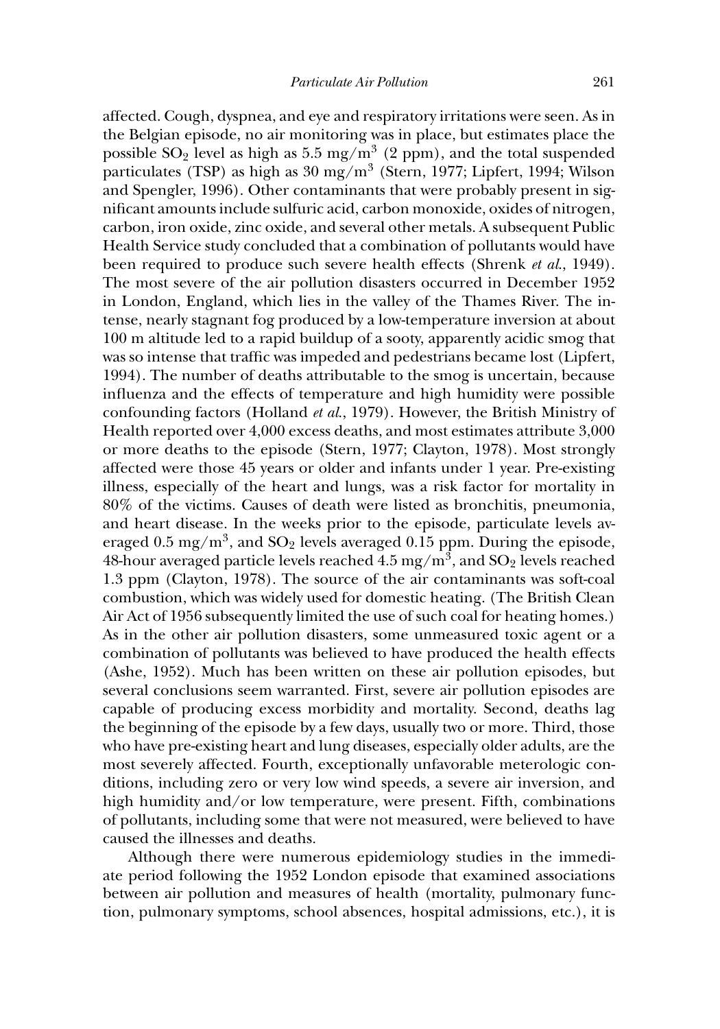affected. Cough, dyspnea, and eye and respiratory irritations were seen. As in the Belgian episode, no air monitoring was in place, but estimates place the possible $SO_2$ level as high as 5.5 mg/m$^3$ (2 ppm), and the total suspended particulates (TSP) as high as 30 mg/m$^3$ (Stern, 1977; Lipfert, 1994; Wilson and Spengler, 1996). Other contaminants that were probably present in significant amounts include sulfuric acid, carbon monoxide, oxides of nitrogen, carbon, iron oxide, zinc oxide, and several other metals. A subsequent Public Health Service study concluded that a combination of pollutants would have been required to produce such severe health effects (Shrenk *et al.*, 1949). The most severe of the air pollution disasters occurred in December 1952 in London, England, which lies in the valley of the Thames River. The intense, nearly stagnant fog produced by a low-temperature inversion at about 100 m altitude led to a rapid buildup of a sooty, apparently acidic smog that was so intense that traffic was impeded and pedestrians became lost (Lipfert, 1994). The number of deaths attributable to the smog is uncertain, because influenza and the effects of temperature and high humidity were possible confounding factors (Holland *et al.*, 1979). However, the British Ministry of Health reported over 4,000 excess deaths, and most estimates attribute 3,000 or more deaths to the episode (Stern, 1977; Clayton, 1978). Most strongly affected were those 45 years or older and infants under 1 year. Pre-existing illness, especially of the heart and lungs, was a risk factor for mortality in 80% of the victims. Causes of death were listed as bronchitis, pneumonia, and heart disease. In the weeks prior to the episode, particulate levels averaged 0.5 mg/m$^3$, and $SO_2$ levels averaged 0.15 ppm. During the episode, 48-hour averaged particle levels reached 4.5 mg/m$^3$, and $SO_2$ levels reached 1.3 ppm (Clayton, 1978). The source of the air contaminants was soft-coal combustion, which was widely used for domestic heating. (The British Clean Air Act of 1956 subsequently limited the use of such coal for heating homes.) As in the other air pollution disasters, some unmeasured toxic agent or a combination of pollutants was believed to have produced the health effects (Ashe, 1952). Much has been written on these air pollution episodes, but several conclusions seem warranted. First, severe air pollution episodes are capable of producing excess morbidity and mortality. Second, deaths lag the beginning of the episode by a few days, usually two or more. Third, those who have pre-existing heart and lung diseases, especially older adults, are the most severely affected. Fourth, exceptionally unfavorable meterologic conditions, including zero or very low wind speeds, a severe air inversion, and high humidity and/or low temperature, were present. Fifth, combinations of pollutants, including some that were not measured, were believed to have caused the illnesses and deaths.

Although there were numerous epidemiology studies in the immediate period following the 1952 London episode that examined associations between air pollution and measures of health (mortality, pulmonary function, pulmonary symptoms, school absences, hospital admissions, etc.), it is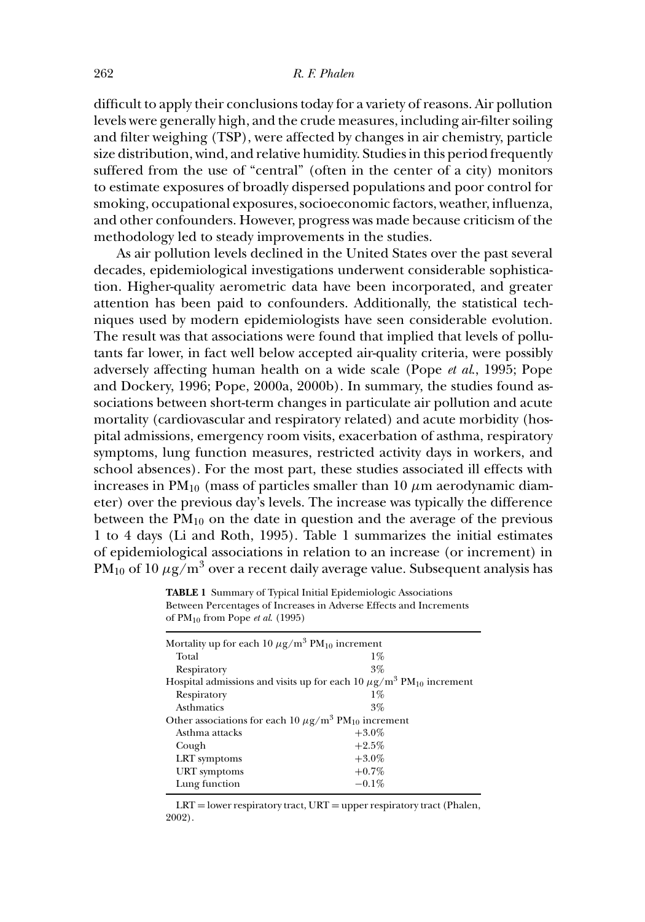difficult to apply their conclusions today for a variety of reasons. Air pollution levels were generally high, and the crude measures, including air-filter soiling and filter weighing (TSP), were affected by changes in air chemistry, particle size distribution, wind, and relative humidity. Studies in this period frequently suffered from the use of "central" (often in the center of a city) monitors to estimate exposures of broadly dispersed populations and poor control for smoking, occupational exposures, socioeconomic factors, weather, influenza, and other confounders. However, progress was made because criticism of the methodology led to steady improvements in the studies.

As air pollution levels declined in the United States over the past several decades, epidemiological investigations underwent considerable sophistication. Higher-quality aerometric data have been incorporated, and greater attention has been paid to confounders. Additionally, the statistical techniques used by modern epidemiologists have seen considerable evolution. The result was that associations were found that implied that levels of pollutants far lower, in fact well below accepted air-quality criteria, were possibly adversely affecting human health on a wide scale (Pope *et al.*, 1995; Pope and Dockery, 1996; Pope, 2000a, 2000b). In summary, the studies found associations between short-term changes in particulate air pollution and acute mortality (cardiovascular and respiratory related) and acute morbidity (hospital admissions, emergency room visits, exacerbation of asthma, respiratory symptoms, lung function measures, restricted activity days in workers, and school absences). For the most part, these studies associated ill effects with increases in $PM_{10}$ (mass of particles smaller than 10 $\mu$m aerodynamic diameter) over the previous day's levels. The increase was typically the difference between the $PM_{10}$ on the date in question and the average of the previous 1 to 4 days (Li and Roth, 1995). Table 1 summarizes the initial estimates of epidemiological associations in relation to an increase (or increment) in $PM_{10}$ of 10 $\mu g/m^3$ over a recent daily average value. Subsequent analysis has

**TABLE 1** Summary of Typical Initial Epidemiologic Associations Between Percentages of Increases in Adverse Effects and Increments of $PM_{10}$ from Pope *et al.* (1995)

| | |
|---|---|
| Mortality up for each 10 $\mu g/m^3$ $PM_{10}$ increment | |
| Total | 1% |
| Respiratory | 3% |
| Hospital admissions and visits up for each 10 $\mu g/m^3$ $PM_{10}$ increment | |
| Respiratory | 1% |
| Asthmatics | 3% |
| Other associations for each 10 $\mu g/m^3$ $PM_{10}$ increment | |
| Asthma attacks | +3.0% |
| Cough | +2.5% |
| LRT symptoms | +3.0% |
| URT symptoms | +0.7% |
| Lung function | −0.1% |

LRT = lower respiratory tract, URT = upper respiratory tract (Phalen, 2002).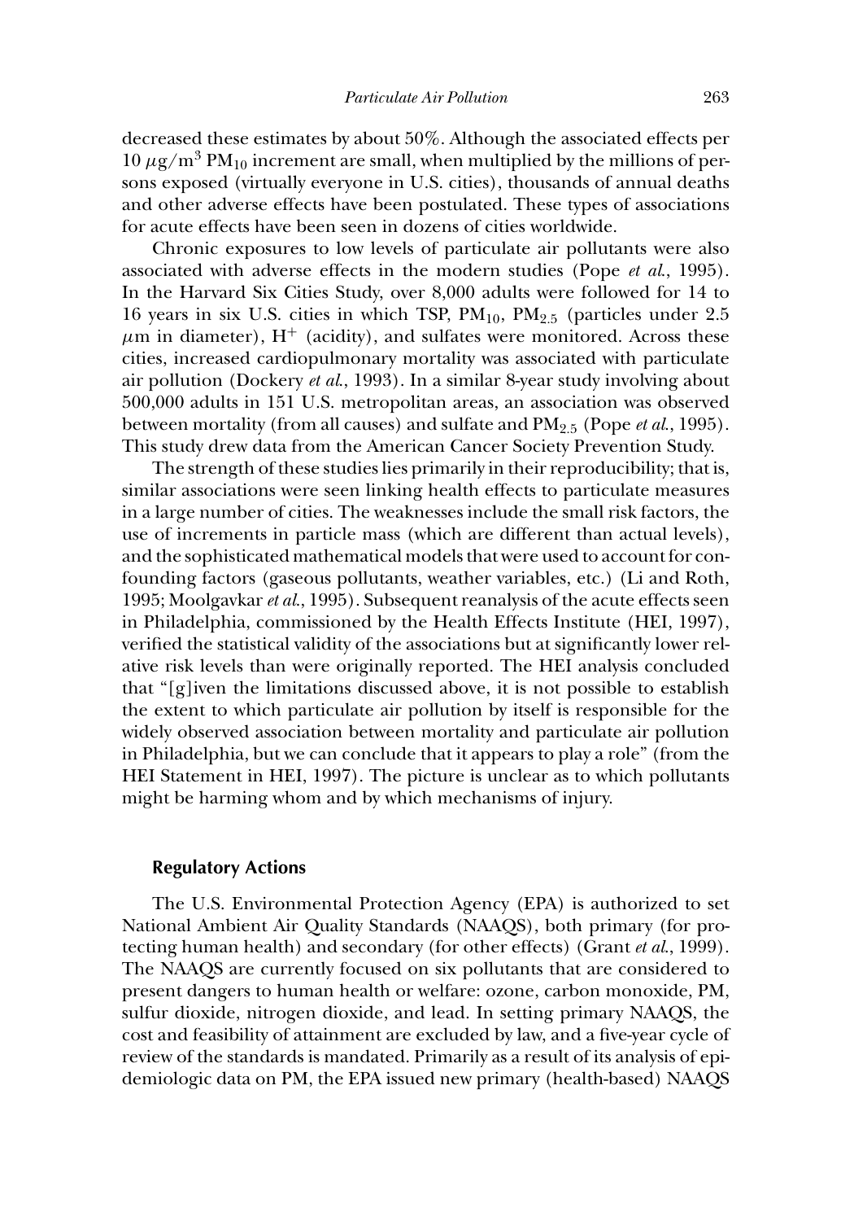decreased these estimates by about 50%. Although the associated effects per 10 $\mu g/m^3$ $PM_{10}$ increment are small, when multiplied by the millions of persons exposed (virtually everyone in U.S. cities), thousands of annual deaths and other adverse effects have been postulated. These types of associations for acute effects have been seen in dozens of cities worldwide.

Chronic exposures to low levels of particulate air pollutants were also associated with adverse effects in the modern studies (Pope *et al.*, 1995). In the Harvard Six Cities Study, over 8,000 adults were followed for 14 to 16 years in six U.S. cities in which TSP, $PM_{10}$, $PM_{2.5}$ (particles under 2.5 $\mu$m in diameter), $H^+$ (acidity), and sulfates were monitored. Across these cities, increased cardiopulmonary mortality was associated with particulate air pollution (Dockery *et al.*, 1993). In a similar 8-year study involving about 500,000 adults in 151 U.S. metropolitan areas, an association was observed between mortality (from all causes) and sulfate and $PM_{2.5}$ (Pope *et al.*, 1995). This study drew data from the American Cancer Society Prevention Study.

The strength of these studies lies primarily in their reproducibility; that is, similar associations were seen linking health effects to particulate measures in a large number of cities. The weaknesses include the small risk factors, the use of increments in particle mass (which are different than actual levels), and the sophisticated mathematical models that were used to account for confounding factors (gaseous pollutants, weather variables, etc.) (Li and Roth, 1995; Moolgavkar *et al.*, 1995). Subsequent reanalysis of the acute effects seen in Philadelphia, commissioned by the Health Effects Institute (HEI, 1997), verified the statistical validity of the associations but at significantly lower relative risk levels than were originally reported. The HEI analysis concluded that "[g]iven the limitations discussed above, it is not possible to establish the extent to which particulate air pollution by itself is responsible for the widely observed association between mortality and particulate air pollution in Philadelphia, but we can conclude that it appears to play a role" (from the HEI Statement in HEI, 1997). The picture is unclear as to which pollutants might be harming whom and by which mechanisms of injury.

### Regulatory Actions

The U.S. Environmental Protection Agency (EPA) is authorized to set National Ambient Air Quality Standards (NAAQS), both primary (for protecting human health) and secondary (for other effects) (Grant *et al.*, 1999). The NAAQS are currently focused on six pollutants that are considered to present dangers to human health or welfare: ozone, carbon monoxide, PM, sulfur dioxide, nitrogen dioxide, and lead. In setting primary NAAQS, the cost and feasibility of attainment are excluded by law, and a five-year cycle of review of the standards is mandated. Primarily as a result of its analysis of epidemiologic data on PM, the EPA issued new primary (health-based) NAAQS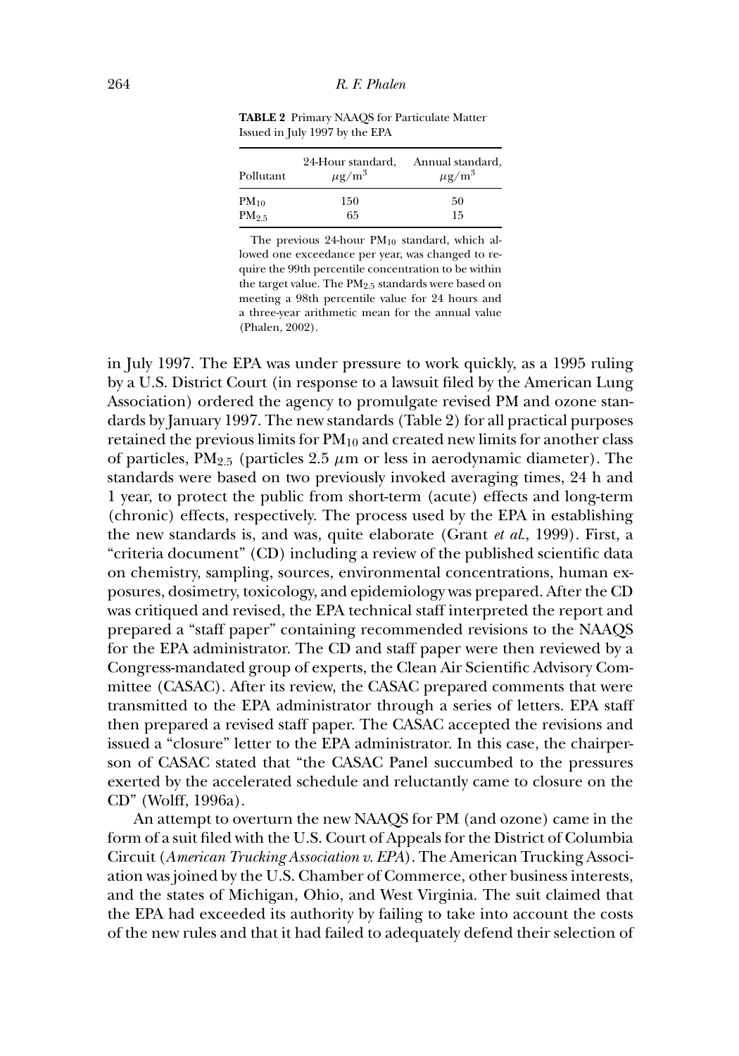**TABLE 2** Primary NAAQS for Particulate Matter Issued in July 1997 by the EPA

| Pollutant | 24-Hour standard, $\mu g/m^3$ | Annual standard, $\mu g/m^3$ |
|---|---|---|
| $PM_{10}$ | 150 | 50 |
| $PM_{2.5}$ | 65 | 15 |

The previous 24-hour $PM_{10}$ standard, which allowed one exceedance per year, was changed to require the 99th percentile concentration to be within the target value. The $PM_{2.5}$ standards were based on meeting a 98th percentile value for 24 hours and a three-year arithmetic mean for the annual value (Phalen, 2002).

in July 1997. The EPA was under pressure to work quickly, as a 1995 ruling by a U.S. District Court (in response to a lawsuit filed by the American Lung Association) ordered the agency to promulgate revised PM and ozone standards by January 1997. The new standards (Table 2) for all practical purposes retained the previous limits for $PM_{10}$ and created new limits for another class of particles, $PM_{2.5}$ (particles 2.5 $\mu$m or less in aerodynamic diameter). The standards were based on two previously invoked averaging times, 24 h and 1 year, to protect the public from short-term (acute) effects and long-term (chronic) effects, respectively. The process used by the EPA in establishing the new standards is, and was, quite elaborate (Grant *et al.*, 1999). First, a "criteria document" (CD) including a review of the published scientific data on chemistry, sampling, sources, environmental concentrations, human exposures, dosimetry, toxicology, and epidemiology was prepared. After the CD was critiqued and revised, the EPA technical staff interpreted the report and prepared a "staff paper" containing recommended revisions to the NAAQS for the EPA administrator. The CD and staff paper were then reviewed by a Congress-mandated group of experts, the Clean Air Scientific Advisory Committee (CASAC). After its review, the CASAC prepared comments that were transmitted to the EPA administrator through a series of letters. EPA staff then prepared a revised staff paper. The CASAC accepted the revisions and issued a "closure" letter to the EPA administrator. In this case, the chairperson of CASAC stated that "the CASAC Panel succumbed to the pressures exerted by the accelerated schedule and reluctantly came to closure on the CD" (Wolff, 1996a).

An attempt to overturn the new NAAQS for PM (and ozone) came in the form of a suit filed with the U.S. Court of Appeals for the District of Columbia Circuit (*American Trucking Association v. EPA*). The American Trucking Association was joined by the U.S. Chamber of Commerce, other business interests, and the states of Michigan, Ohio, and West Virginia. The suit claimed that the EPA had exceeded its authority by failing to take into account the costs of the new rules and that it had failed to adequately defend their selection of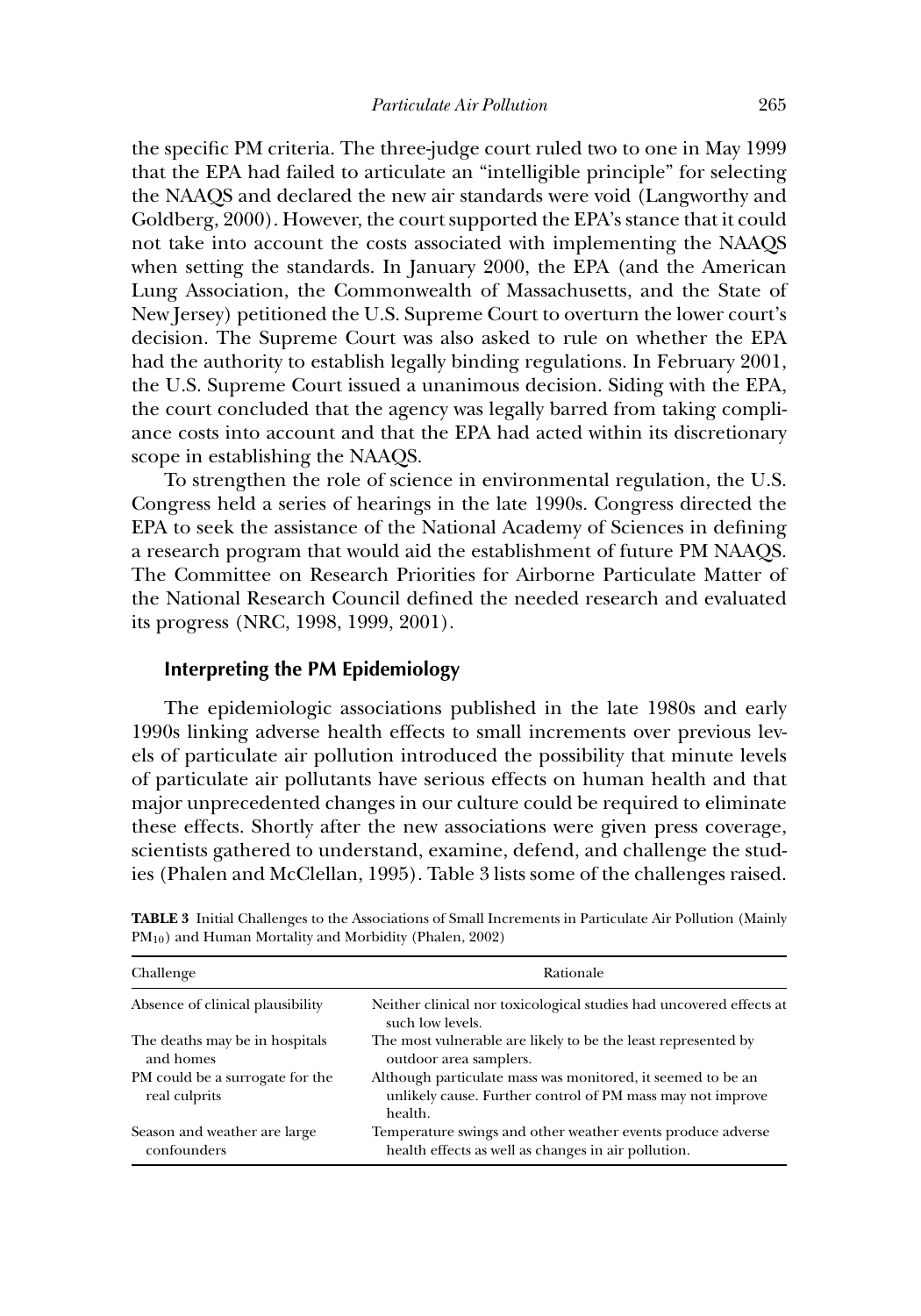the specific PM criteria. The three-judge court ruled two to one in May 1999 that the EPA had failed to articulate an "intelligible principle" for selecting the NAAQS and declared the new air standards were void (Langworthy and Goldberg, 2000). However, the court supported the EPA's stance that it could not take into account the costs associated with implementing the NAAQS when setting the standards. In January 2000, the EPA (and the American Lung Association, the Commonwealth of Massachusetts, and the State of New Jersey) petitioned the U.S. Supreme Court to overturn the lower court's decision. The Supreme Court was also asked to rule on whether the EPA had the authority to establish legally binding regulations. In February 2001, the U.S. Supreme Court issued a unanimous decision. Siding with the EPA, the court concluded that the agency was legally barred from taking compliance costs into account and that the EPA had acted within its discretionary scope in establishing the NAAQS.

To strengthen the role of science in environmental regulation, the U.S. Congress held a series of hearings in the late 1990s. Congress directed the EPA to seek the assistance of the National Academy of Sciences in defining a research program that would aid the establishment of future PM NAAQS. The Committee on Research Priorities for Airborne Particulate Matter of the National Research Council defined the needed research and evaluated its progress (NRC, 1998, 1999, 2001).

## Interpreting the PM Epidemiology

The epidemiologic associations published in the late 1980s and early 1990s linking adverse health effects to small increments over previous levels of particulate air pollution introduced the possibility that minute levels of particulate air pollutants have serious effects on human health and that major unprecedented changes in our culture could be required to eliminate these effects. Shortly after the new associations were given press coverage, scientists gathered to understand, examine, defend, and challenge the studies (Phalen and McClellan, 1995). Table 3 lists some of the challenges raised.

**TABLE 3** Initial Challenges to the Associations of Small Increments in Particulate Air Pollution (Mainly $PM_{10}$) and Human Mortality and Morbidity (Phalen, 2002)

| Challenge | Rationale |
|---|---|
| Absence of clinical plausibility | Neither clinical nor toxicological studies had uncovered effects at such low levels. |
| The deaths may be in hospitals and homes | The most vulnerable are likely to be the least represented by outdoor area samplers. |
| PM could be a surrogate for the real culprits | Although particulate mass was monitored, it seemed to be an unlikely cause. Further control of PM mass may not improve health. |
| Season and weather are large confounders | Temperature swings and other weather events produce adverse health effects as well as changes in air pollution. |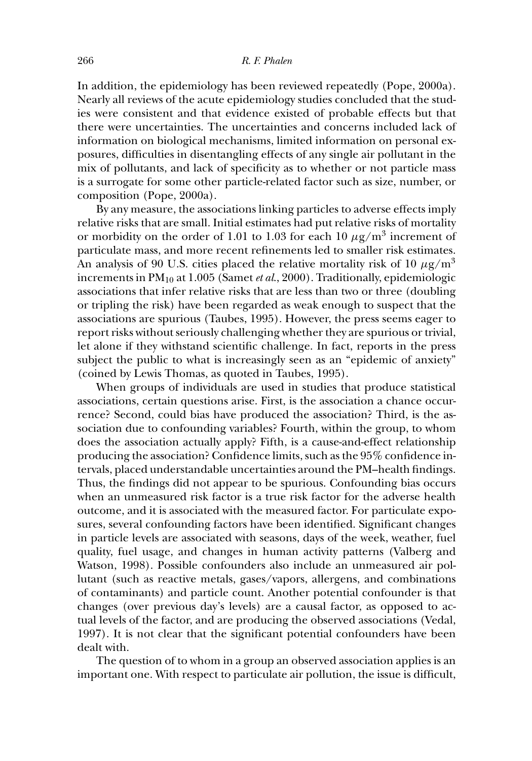In addition, the epidemiology has been reviewed repeatedly (Pope, 2000a). Nearly all reviews of the acute epidemiology studies concluded that the studies were consistent and that evidence existed of probable effects but that there were uncertainties. The uncertainties and concerns included lack of information on biological mechanisms, limited information on personal exposures, difficulties in disentangling effects of any single air pollutant in the mix of pollutants, and lack of specificity as to whether or not particle mass is a surrogate for some other particle-related factor such as size, number, or composition (Pope, 2000a).

By any measure, the associations linking particles to adverse effects imply relative risks that are small. Initial estimates had put relative risks of mortality or morbidity on the order of 1.01 to 1.03 for each 10 $\mu g/m^3$ increment of particulate mass, and more recent refinements led to smaller risk estimates. An analysis of 90 U.S. cities placed the relative mortality risk of 10 $\mu g/m^3$ increments in $PM_{10}$ at 1.005 (Samet *et al.*, 2000). Traditionally, epidemiologic associations that infer relative risks that are less than two or three (doubling or tripling the risk) have been regarded as weak enough to suspect that the associations are spurious (Taubes, 1995). However, the press seems eager to report risks without seriously challenging whether they are spurious or trivial, let alone if they withstand scientific challenge. In fact, reports in the press subject the public to what is increasingly seen as an "epidemic of anxiety" (coined by Lewis Thomas, as quoted in Taubes, 1995).

When groups of individuals are used in studies that produce statistical associations, certain questions arise. First, is the association a chance occurrence? Second, could bias have produced the association? Third, is the association due to confounding variables? Fourth, within the group, to whom does the association actually apply? Fifth, is a cause-and-effect relationship producing the association? Confidence limits, such as the 95% confidence intervals, placed understandable uncertainties around the PM–health findings. Thus, the findings did not appear to be spurious. Confounding bias occurs when an unmeasured risk factor is a true risk factor for the adverse health outcome, and it is associated with the measured factor. For particulate exposures, several confounding factors have been identified. Significant changes in particle levels are associated with seasons, days of the week, weather, fuel quality, fuel usage, and changes in human activity patterns (Valberg and Watson, 1998). Possible confounders also include an unmeasured air pollutant (such as reactive metals, gases/vapors, allergens, and combinations of contaminants) and particle count. Another potential confounder is that changes (over previous day's levels) are a causal factor, as opposed to actual levels of the factor, and are producing the observed associations (Vedal, 1997). It is not clear that the significant potential confounders have been dealt with.

The question of to whom in a group an observed association applies is an important one. With respect to particulate air pollution, the issue is difficult,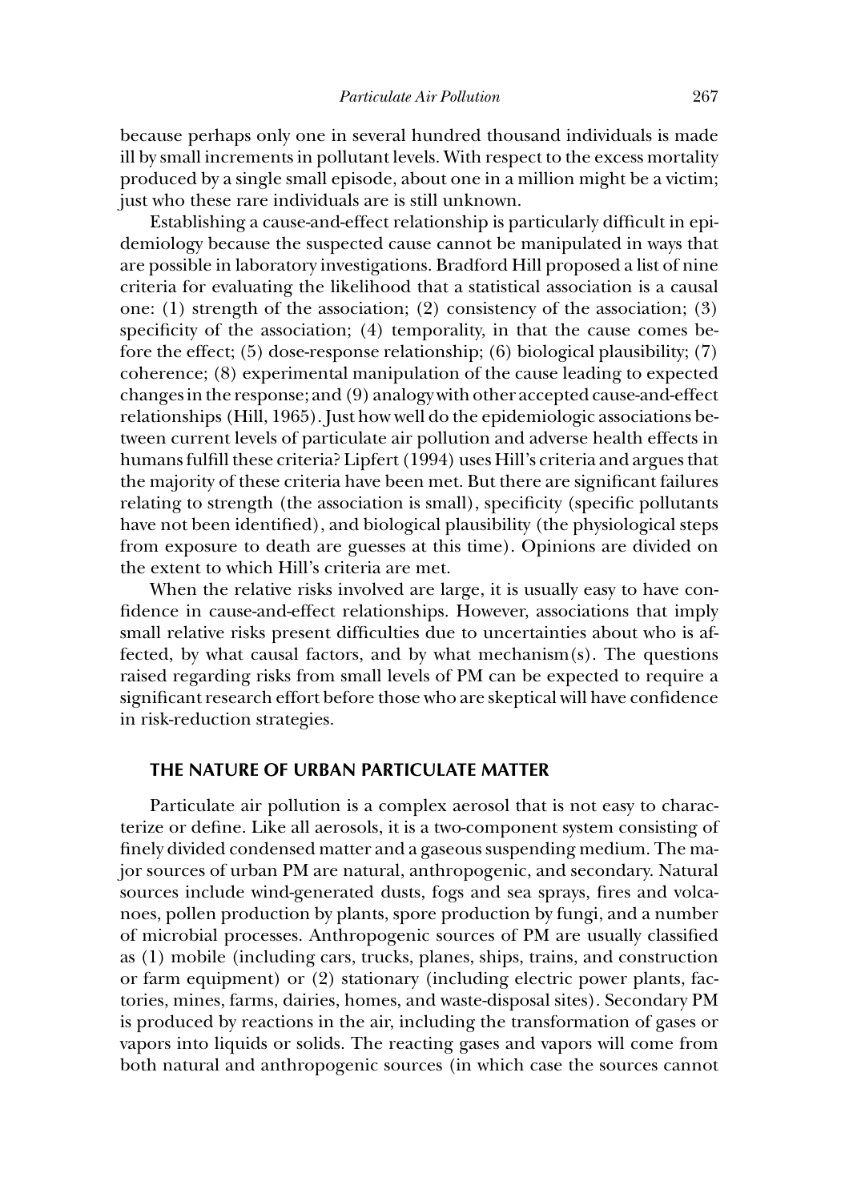because perhaps only one in several hundred thousand individuals is made ill by small increments in pollutant levels. With respect to the excess mortality produced by a single small episode, about one in a million might be a victim; just who these rare individuals are is still unknown.

Establishing a cause-and-effect relationship is particularly difficult in epidemiology because the suspected cause cannot be manipulated in ways that are possible in laboratory investigations. Bradford Hill proposed a list of nine criteria for evaluating the likelihood that a statistical association is a causal one: (1) strength of the association; (2) consistency of the association; (3) specificity of the association; (4) temporality, in that the cause comes before the effect; (5) dose-response relationship; (6) biological plausibility; (7) coherence; (8) experimental manipulation of the cause leading to expected changes in the response; and (9) analogy with other accepted cause-and-effect relationships (Hill, 1965). Just how well do the epidemiologic associations between current levels of particulate air pollution and adverse health effects in humans fulfill these criteria? Lipfert (1994) uses Hill's criteria and argues that the majority of these criteria have been met. But there are significant failures relating to strength (the association is small), specificity (specific pollutants have not been identified), and biological plausibility (the physiological steps from exposure to death are guesses at this time). Opinions are divided on the extent to which Hill's criteria are met.

When the relative risks involved are large, it is usually easy to have confidence in cause-and-effect relationships. However, associations that imply small relative risks present difficulties due to uncertainties about who is affected, by what causal factors, and by what mechanism(s). The questions raised regarding risks from small levels of PM can be expected to require a significant research effort before those who are skeptical will have confidence in risk-reduction strategies.

## THE NATURE OF URBAN PARTICULATE MATTER

Particulate air pollution is a complex aerosol that is not easy to characterize or define. Like all aerosols, it is a two-component system consisting of finely divided condensed matter and a gaseous suspending medium. The major sources of urban PM are natural, anthropogenic, and secondary. Natural sources include wind-generated dusts, fogs and sea sprays, fires and volcanoes, pollen production by plants, spore production by fungi, and a number of microbial processes. Anthropogenic sources of PM are usually classified as (1) mobile (including cars, trucks, planes, ships, trains, and construction or farm equipment) or (2) stationary (including electric power plants, factories, mines, farms, dairies, homes, and waste-disposal sites). Secondary PM is produced by reactions in the air, including the transformation of gases or vapors into liquids or solids. The reacting gases and vapors will come from both natural and anthropogenic sources (in which case the sources cannot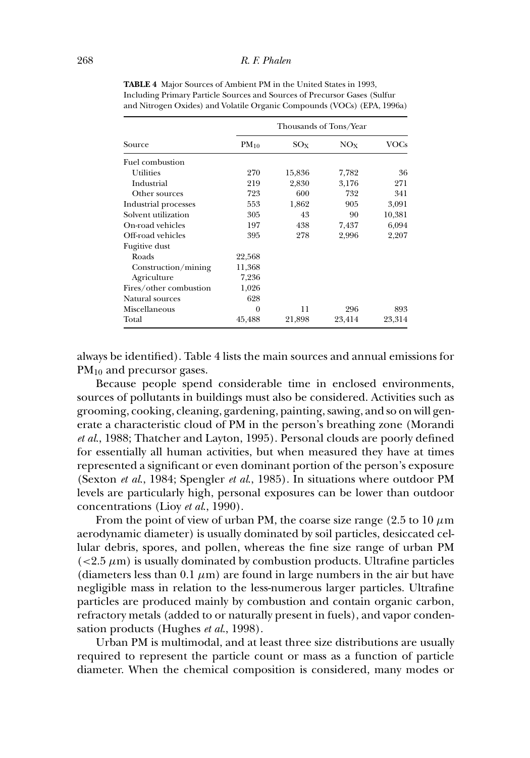**TABLE 4** Major Sources of Ambient PM in the United States in 1993, Including Primary Particle Sources and Sources of Precursor Gases (Sulfur and Nitrogen Oxides) and Volatile Organic Compounds (VOCs) (EPA, 1996a)

| Source | Thousands of Tons/Year | | | |
|---|---|---|---|---|
| | $PM_{10}$ | $SO_X$ | $NO_X$ | VOCs |
| Fuel combustion | | | | |
| Utilities | 270 | 15,836 | 7,782 | 36 |
| Industrial | 219 | 2,830 | 3,176 | 271 |
| Other sources | 723 | 600 | 732 | 341 |
| Industrial processes | 553 | 1,862 | 905 | 3,091 |
| Solvent utilization | 305 | 43 | 90 | 10,381 |
| On-road vehicles | 197 | 438 | 7,437 | 6,094 |
| Off-road vehicles | 395 | 278 | 2,996 | 2,207 |
| Fugitive dust | | | | |
| Roads | 22,568 | | | |
| Construction/mining | 11,368 | | | |
| Agriculture | 7,236 | | | |
| Fires/other combustion | 1,026 | | | |
| Natural sources | 628 | | | |
| Miscellaneous | 0 | 11 | 296 | 893 |
| Total | 45,488 | 21,898 | 23,414 | 23,314 |

always be identified). Table 4 lists the main sources and annual emissions for $PM_{10}$ and precursor gases.

Because people spend considerable time in enclosed environments, sources of pollutants in buildings must also be considered. Activities such as grooming, cooking, cleaning, gardening, painting, sawing, and so on will generate a characteristic cloud of PM in the person's breathing zone (Morandi *et al.*, 1988; Thatcher and Layton, 1995). Personal clouds are poorly defined for essentially all human activities, but when measured they have at times represented a significant or even dominant portion of the person's exposure (Sexton *et al.*, 1984; Spengler *et al.*, 1985). In situations where outdoor PM levels are particularly high, personal exposures can be lower than outdoor concentrations (Lioy *et al.*, 1990).

From the point of view of urban PM, the coarse size range (2.5 to 10 $\mu$m aerodynamic diameter) is usually dominated by soil particles, desiccated cellular debris, spores, and pollen, whereas the fine size range of urban PM ($<2.5$ $\mu$m) is usually dominated by combustion products. Ultrafine particles (diameters less than 0.1 $\mu$m) are found in large numbers in the air but have negligible mass in relation to the less-numerous larger particles. Ultrafine particles are produced mainly by combustion and contain organic carbon, refractory metals (added to or naturally present in fuels), and vapor condensation products (Hughes *et al.*, 1998).

Urban PM is multimodal, and at least three size distributions are usually required to represent the particle count or mass as a function of particle diameter. When the chemical composition is considered, many modes or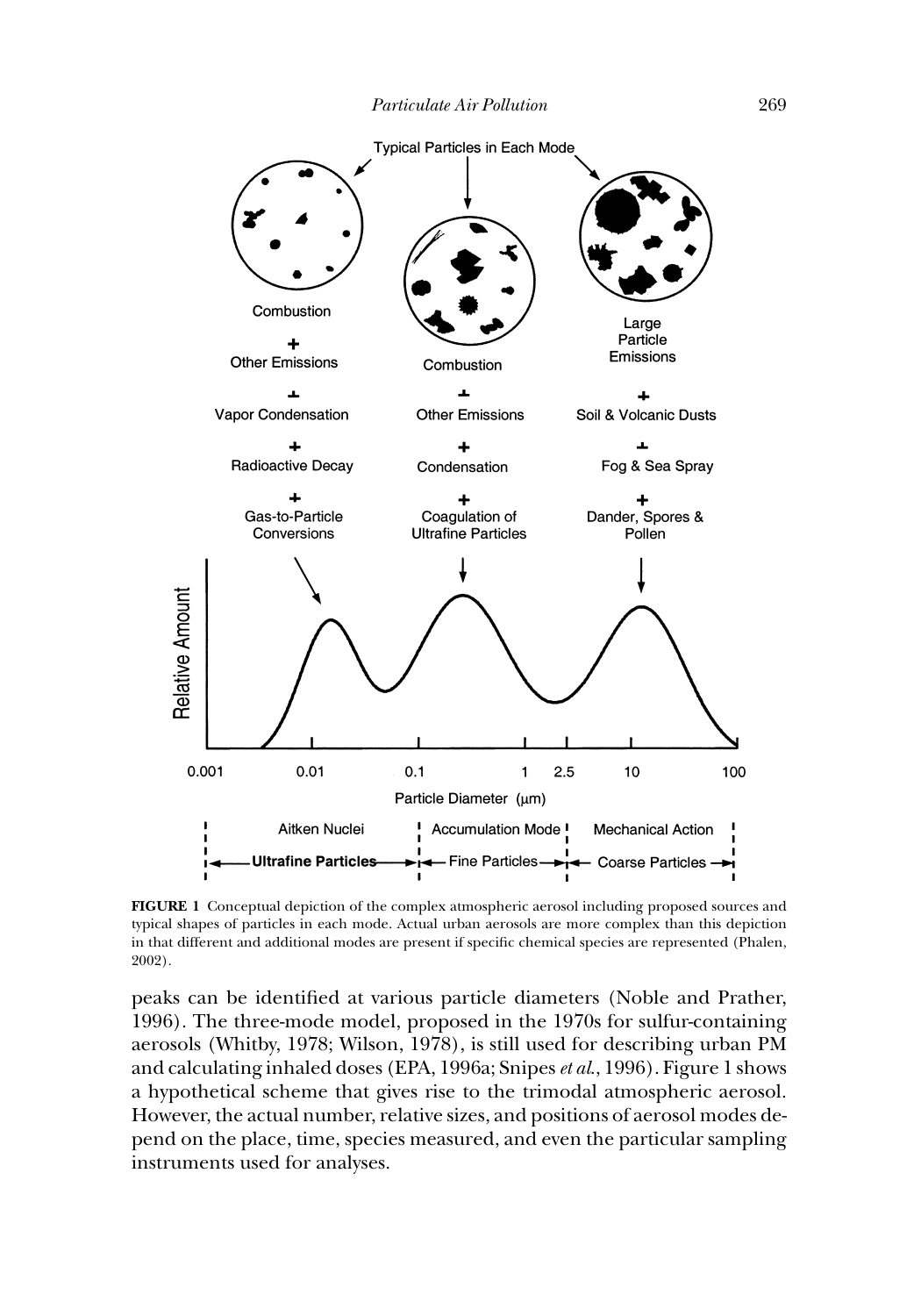**FIGURE 1** Conceptual depiction of the complex atmospheric aerosol including proposed sources and typical shapes of particles in each mode. Actual urban aerosols are more complex than this depiction in that different and additional modes are present if specific chemical species are represented (Phalen, 2002).

peaks can be identified at various particle diameters (Noble and Prather, 1996). The three-mode model, proposed in the 1970s for sulfur-containing aerosols (Whitby, 1978; Wilson, 1978), is still used for describing urban PM and calculating inhaled doses (EPA, 1996a; Snipes *et al.*, 1996). Figure 1 shows a hypothetical scheme that gives rise to the trimodal atmospheric aerosol. However, the actual number, relative sizes, and positions of aerosol modes depend on the place, time, species measured, and even the particular sampling instruments used for analyses.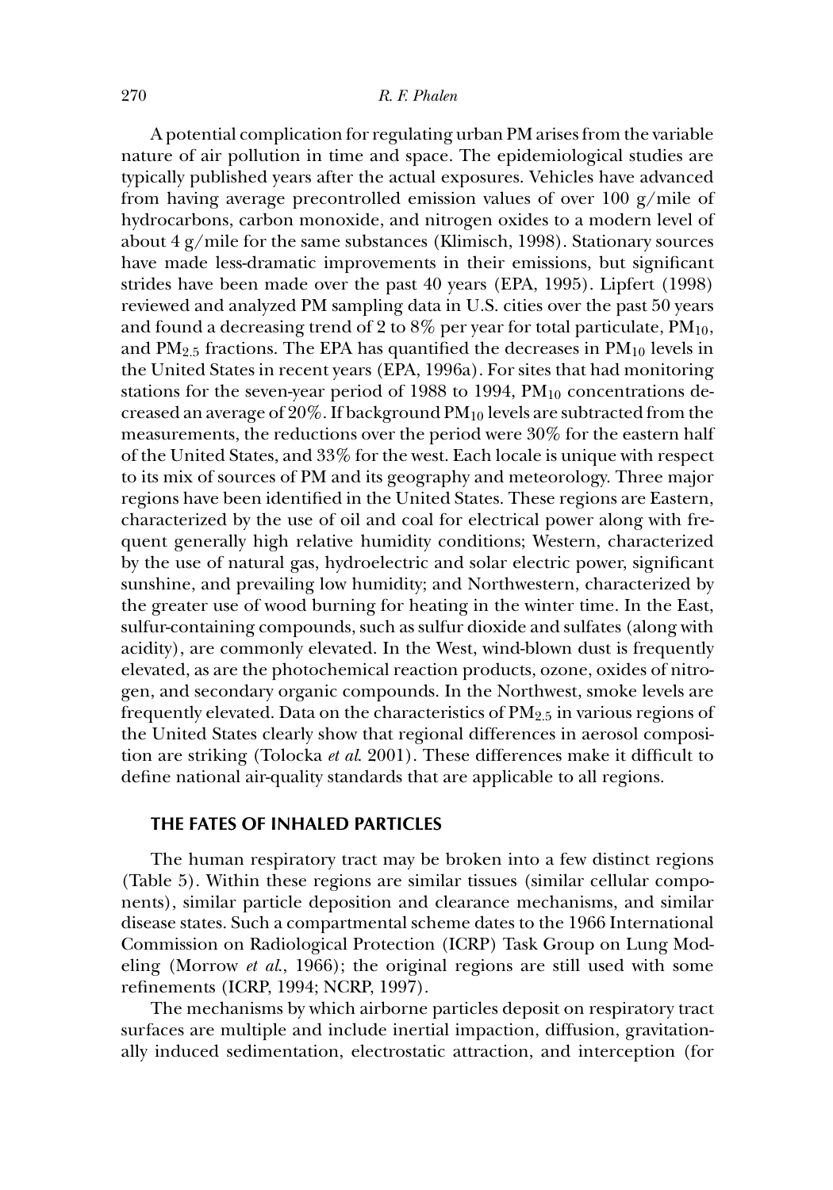A potential complication for regulating urban PM arises from the variable nature of air pollution in time and space. The epidemiological studies are typically published years after the actual exposures. Vehicles have advanced from having average precontrolled emission values of over 100 g/mile of hydrocarbons, carbon monoxide, and nitrogen oxides to a modern level of about 4 g/mile for the same substances (Klimisch, 1998). Stationary sources have made less-dramatic improvements in their emissions, but significant strides have been made over the past 40 years (EPA, 1995). Lipfert (1998) reviewed and analyzed PM sampling data in U.S. cities over the past 50 years and found a decreasing trend of 2 to 8% per year for total particulate, $PM_{10}$, and $PM_{2.5}$ fractions. The EPA has quantified the decreases in $PM_{10}$ levels in the United States in recent years (EPA, 1996a). For sites that had monitoring stations for the seven-year period of 1988 to 1994, $PM_{10}$ concentrations decreased an average of 20%. If background $PM_{10}$ levels are subtracted from the measurements, the reductions over the period were 30% for the eastern half of the United States, and 33% for the west. Each locale is unique with respect to its mix of sources of PM and its geography and meteorology. Three major regions have been identified in the United States. These regions are Eastern, characterized by the use of oil and coal for electrical power along with frequent generally high relative humidity conditions; Western, characterized by the use of natural gas, hydroelectric and solar electric power, significant sunshine, and prevailing low humidity; and Northwestern, characterized by the greater use of wood burning for heating in the winter time. In the East, sulfur-containing compounds, such as sulfur dioxide and sulfates (along with acidity), are commonly elevated. In the West, wind-blown dust is frequently elevated, as are the photochemical reaction products, ozone, oxides of nitrogen, and secondary organic compounds. In the Northwest, smoke levels are frequently elevated. Data on the characteristics of $PM_{2.5}$ in various regions of the United States clearly show that regional differences in aerosol composition are striking (Tolocka *et al.* 2001). These differences make it difficult to define national air-quality standards that are applicable to all regions.

## THE FATES OF INHALED PARTICLES

The human respiratory tract may be broken into a few distinct regions (Table 5). Within these regions are similar tissues (similar cellular components), similar particle deposition and clearance mechanisms, and similar disease states. Such a compartmental scheme dates to the 1966 International Commission on Radiological Protection (ICRP) Task Group on Lung Modeling (Morrow *et al.*, 1966); the original regions are still used with some refinements (ICRP, 1994; NCRP, 1997).

The mechanisms by which airborne particles deposit on respiratory tract surfaces are multiple and include inertial impaction, diffusion, gravitationally induced sedimentation, electrostatic attraction, and interception (for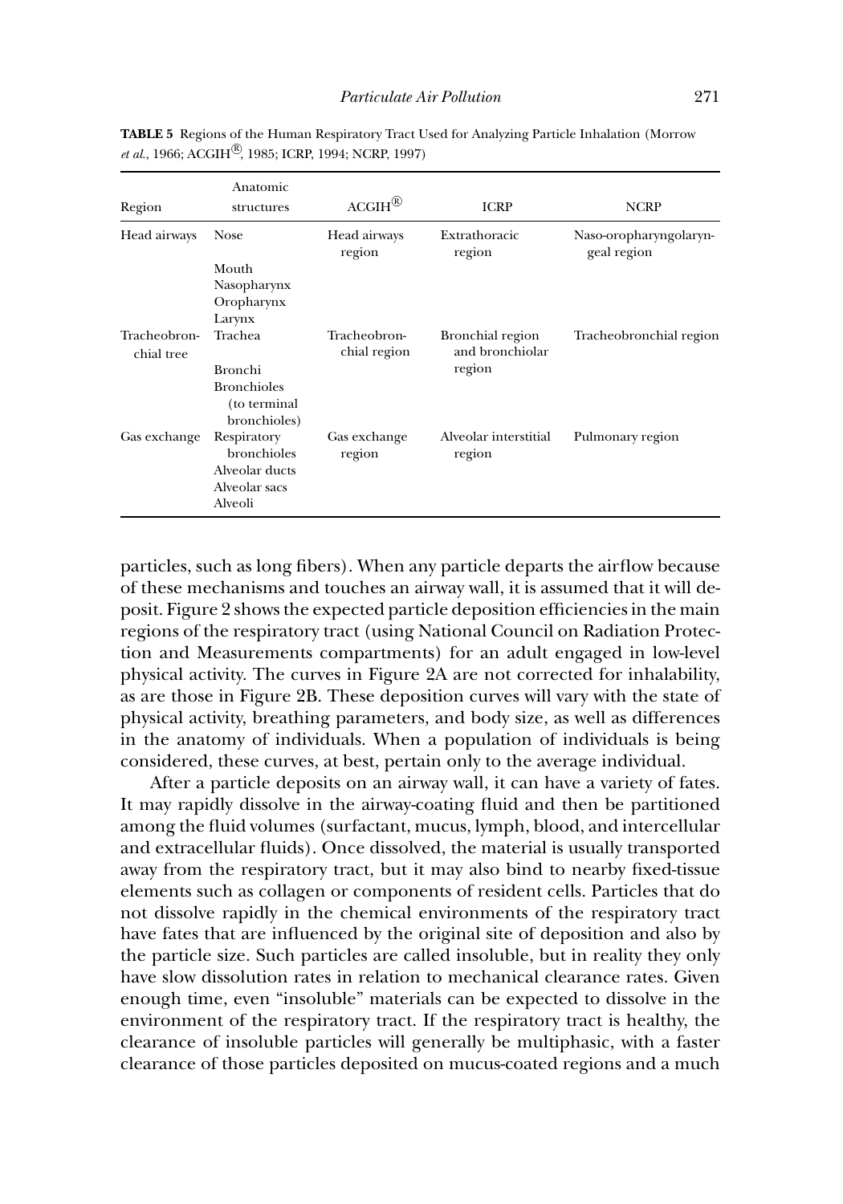**TABLE 5** Regions of the Human Respiratory Tract Used for Analyzing Particle Inhalation (Morrow *et al.*, 1966; ACGIH®, 1985; ICRP, 1994; NCRP, 1997)

| Region | Anatomic structures | ACGIH® | ICRP | NCRP |
|---|---|---|---|---|
| Head airways | Nose<br>Mouth<br>Nasopharynx<br>Oropharynx<br>Larynx | Head airways region | Extrathoracic region | Naso-oropharyngolaryngeal region |
| Tracheobronchial tree | Trachea<br>Bronchi<br>Bronchioles (to terminal bronchioles) | Tracheobronchial region | Bronchial region and bronchiolar region | Tracheobronchial region |
| Gas exchange | Respiratory bronchioles<br>Alveolar ducts<br>Alveolar sacs<br>Alveoli | Gas exchange region | Alveolar interstitial region | Pulmonary region |

particles, such as long fibers). When any particle departs the airflow because of these mechanisms and touches an airway wall, it is assumed that it will deposit. Figure 2 shows the expected particle deposition efficiencies in the main regions of the respiratory tract (using National Council on Radiation Protection and Measurements compartments) for an adult engaged in low-level physical activity. The curves in Figure 2A are not corrected for inhalability, as are those in Figure 2B. These deposition curves will vary with the state of physical activity, breathing parameters, and body size, as well as differences in the anatomy of individuals. When a population of individuals is being considered, these curves, at best, pertain only to the average individual.

After a particle deposits on an airway wall, it can have a variety of fates. It may rapidly dissolve in the airway-coating fluid and then be partitioned among the fluid volumes (surfactant, mucus, lymph, blood, and intercellular and extracellular fluids). Once dissolved, the material is usually transported away from the respiratory tract, but it may also bind to nearby fixed-tissue elements such as collagen or components of resident cells. Particles that do not dissolve rapidly in the chemical environments of the respiratory tract have fates that are influenced by the original site of deposition and also by the particle size. Such particles are called insoluble, but in reality they only have slow dissolution rates in relation to mechanical clearance rates. Given enough time, even "insoluble" materials can be expected to dissolve in the environment of the respiratory tract. If the respiratory tract is healthy, the clearance of insoluble particles will generally be multiphasic, with a faster clearance of those particles deposited on mucus-coated regions and a much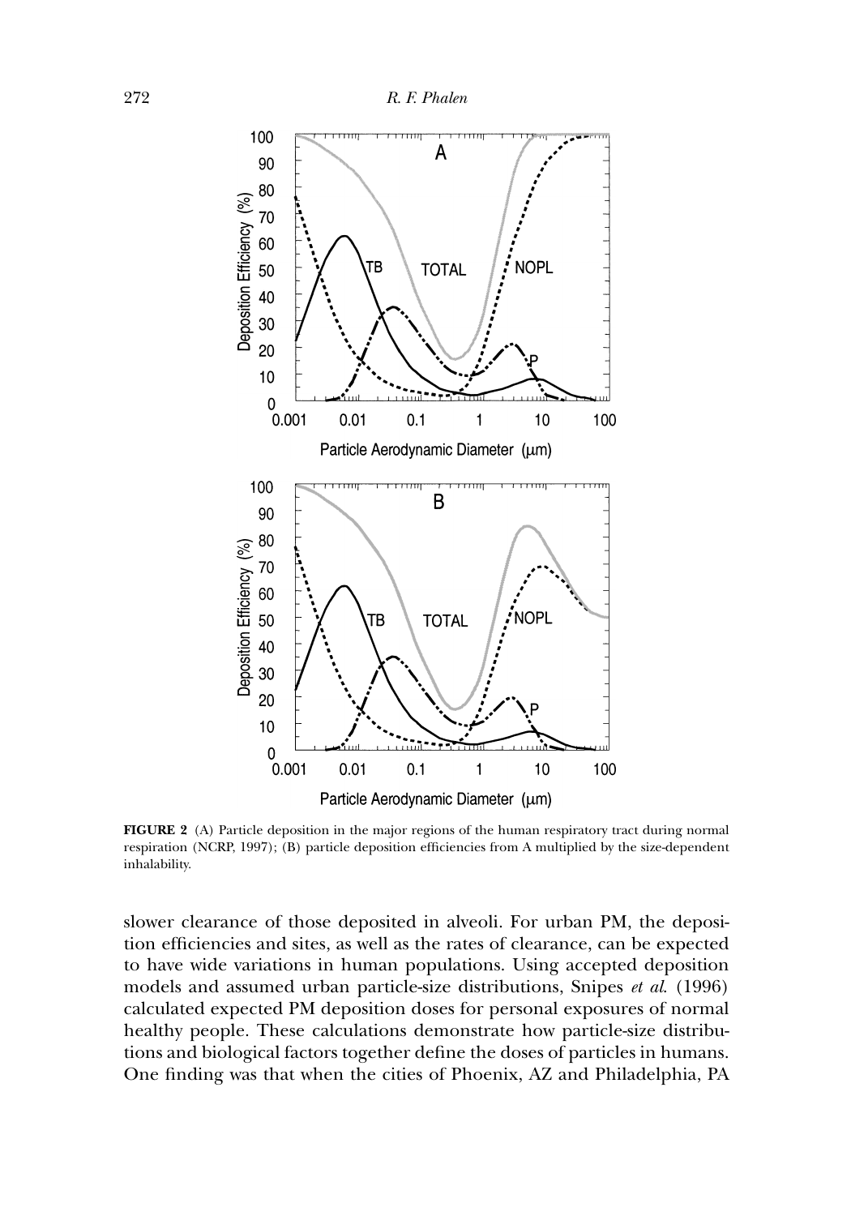**FIGURE 2** (A) Particle deposition in the major regions of the human respiratory tract during normal respiration (NCRP, 1997); (B) particle deposition efficiencies from A multiplied by the size-dependent inhalability.

slower clearance of those deposited in alveoli. For urban PM, the deposition efficiencies and sites, as well as the rates of clearance, can be expected to have wide variations in human populations. Using accepted deposition models and assumed urban particle-size distributions, Snipes *et al.* (1996) calculated expected PM deposition doses for personal exposures of normal healthy people. These calculations demonstrate how particle-size distributions and biological factors together define the doses of particles in humans. One finding was that when the cities of Phoenix, AZ and Philadelphia, PA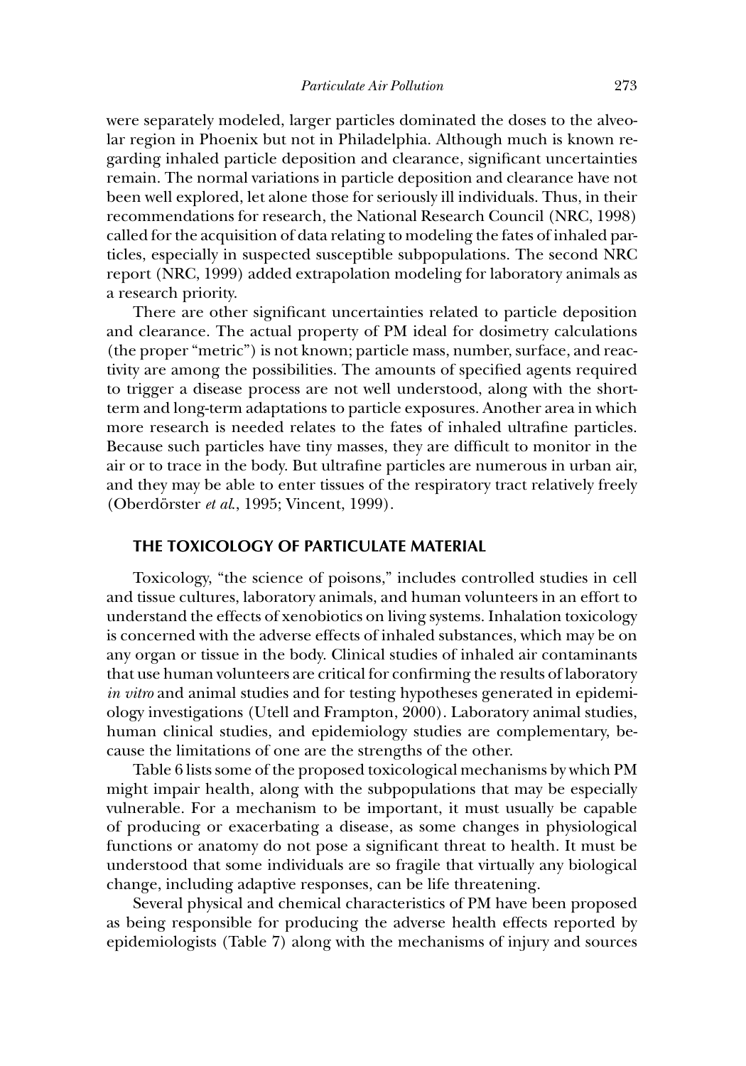were separately modeled, larger particles dominated the doses to the alveolar region in Phoenix but not in Philadelphia. Although much is known regarding inhaled particle deposition and clearance, significant uncertainties remain. The normal variations in particle deposition and clearance have not been well explored, let alone those for seriously ill individuals. Thus, in their recommendations for research, the National Research Council (NRC, 1998) called for the acquisition of data relating to modeling the fates of inhaled particles, especially in suspected susceptible subpopulations. The second NRC report (NRC, 1999) added extrapolation modeling for laboratory animals as a research priority.

There are other significant uncertainties related to particle deposition and clearance. The actual property of PM ideal for dosimetry calculations (the proper "metric") is not known; particle mass, number, surface, and reactivity are among the possibilities. The amounts of specified agents required to trigger a disease process are not well understood, along with the short-term and long-term adaptations to particle exposures. Another area in which more research is needed relates to the fates of inhaled ultrafine particles. Because such particles have tiny masses, they are difficult to monitor in the air or to trace in the body. But ultrafine particles are numerous in urban air, and they may be able to enter tissues of the respiratory tract relatively freely (Oberdörster *et al.*, 1995; Vincent, 1999).

## THE TOXICOLOGY OF PARTICULATE MATERIAL

Toxicology, "the science of poisons," includes controlled studies in cell and tissue cultures, laboratory animals, and human volunteers in an effort to understand the effects of xenobiotics on living systems. Inhalation toxicology is concerned with the adverse effects of inhaled substances, which may be on any organ or tissue in the body. Clinical studies of inhaled air contaminants that use human volunteers are critical for confirming the results of laboratory *in vitro* and animal studies and for testing hypotheses generated in epidemiology investigations (Utell and Frampton, 2000). Laboratory animal studies, human clinical studies, and epidemiology studies are complementary, because the limitations of one are the strengths of the other.

Table 6 lists some of the proposed toxicological mechanisms by which PM might impair health, along with the subpopulations that may be especially vulnerable. For a mechanism to be important, it must usually be capable of producing or exacerbating a disease, as some changes in physiological functions or anatomy do not pose a significant threat to health. It must be understood that some individuals are so fragile that virtually any biological change, including adaptive responses, can be life threatening.

Several physical and chemical characteristics of PM have been proposed as being responsible for producing the adverse health effects reported by epidemiologists (Table 7) along with the mechanisms of injury and sources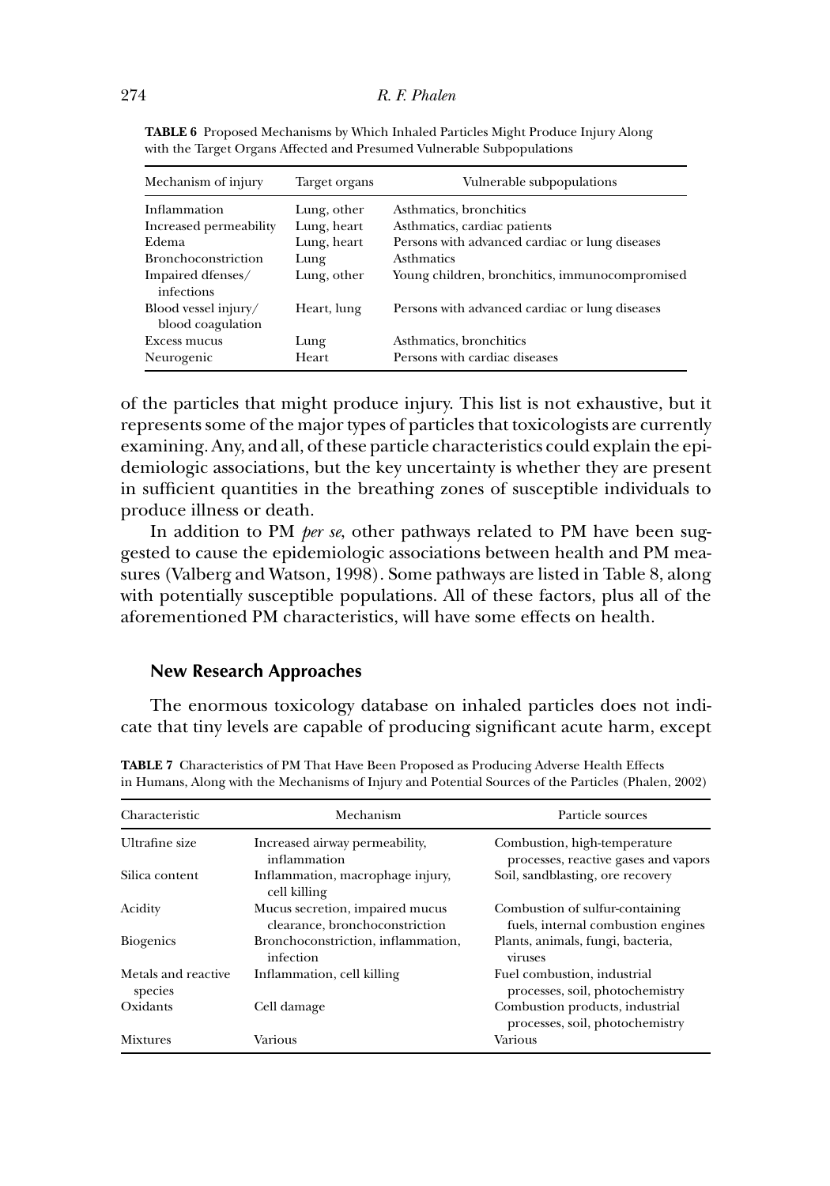**TABLE 6** Proposed Mechanisms by Which Inhaled Particles Might Produce Injury Along with the Target Organs Affected and Presumed Vulnerable Subpopulations

| Mechanism of injury | Target organs | Vulnerable subpopulations |
|---|---|---|
| Inflammation | Lung, other | Asthmatics, bronchitics |
| Increased permeability | Lung, heart | Asthmatics, cardiac patients |
| Edema | Lung, heart | Persons with advanced cardiac or lung diseases |
| Bronchoconstriction | Lung | Asthmatics |
| Impaired dfenses/ infections | Lung, other | Young children, bronchitics, immunocompromised |
| Blood vessel injury/ blood coagulation | Heart, lung | Persons with advanced cardiac or lung diseases |
| Excess mucus | Lung | Asthmatics, bronchitics |
| Neurogenic | Heart | Persons with cardiac diseases |

of the particles that might produce injury. This list is not exhaustive, but it represents some of the major types of particles that toxicologists are currently examining. Any, and all, of these particle characteristics could explain the epidemiologic associations, but the key uncertainty is whether they are present in sufficient quantities in the breathing zones of susceptible individuals to produce illness or death.

In addition to PM *per se*, other pathways related to PM have been suggested to cause the epidemiologic associations between health and PM measures (Valberg and Watson, 1998). Some pathways are listed in Table 8, along with potentially susceptible populations. All of these factors, plus all of the aforementioned PM characteristics, will have some effects on health.

### New Research Approaches

The enormous toxicology database on inhaled particles does not indicate that tiny levels are capable of producing significant acute harm, except

**TABLE 7** Characteristics of PM That Have Been Proposed as Producing Adverse Health Effects in Humans, Along with the Mechanisms of Injury and Potential Sources of the Particles (Phalen, 2002)

| Characteristic | Mechanism | Particle sources |
|---|---|---|
| Ultrafine size | Increased airway permeability, inflammation | Combustion, high-temperature processes, reactive gases and vapors |
| Silica content | Inflammation, macrophage injury, cell killing | Soil, sandblasting, ore recovery |
| Acidity | Mucus secretion, impaired mucus clearance, bronchoconstriction | Combustion of sulfur-containing fuels, internal combustion engines |
| Biogenics | Bronchoconstriction, inflammation, infection | Plants, animals, fungi, bacteria, viruses |
| Metals and reactive species | Inflammation, cell killing | Fuel combustion, industrial processes, soil, photochemistry |
| Oxidants | Cell damage | Combustion products, industrial processes, soil, photochemistry |
| Mixtures | Various | Various |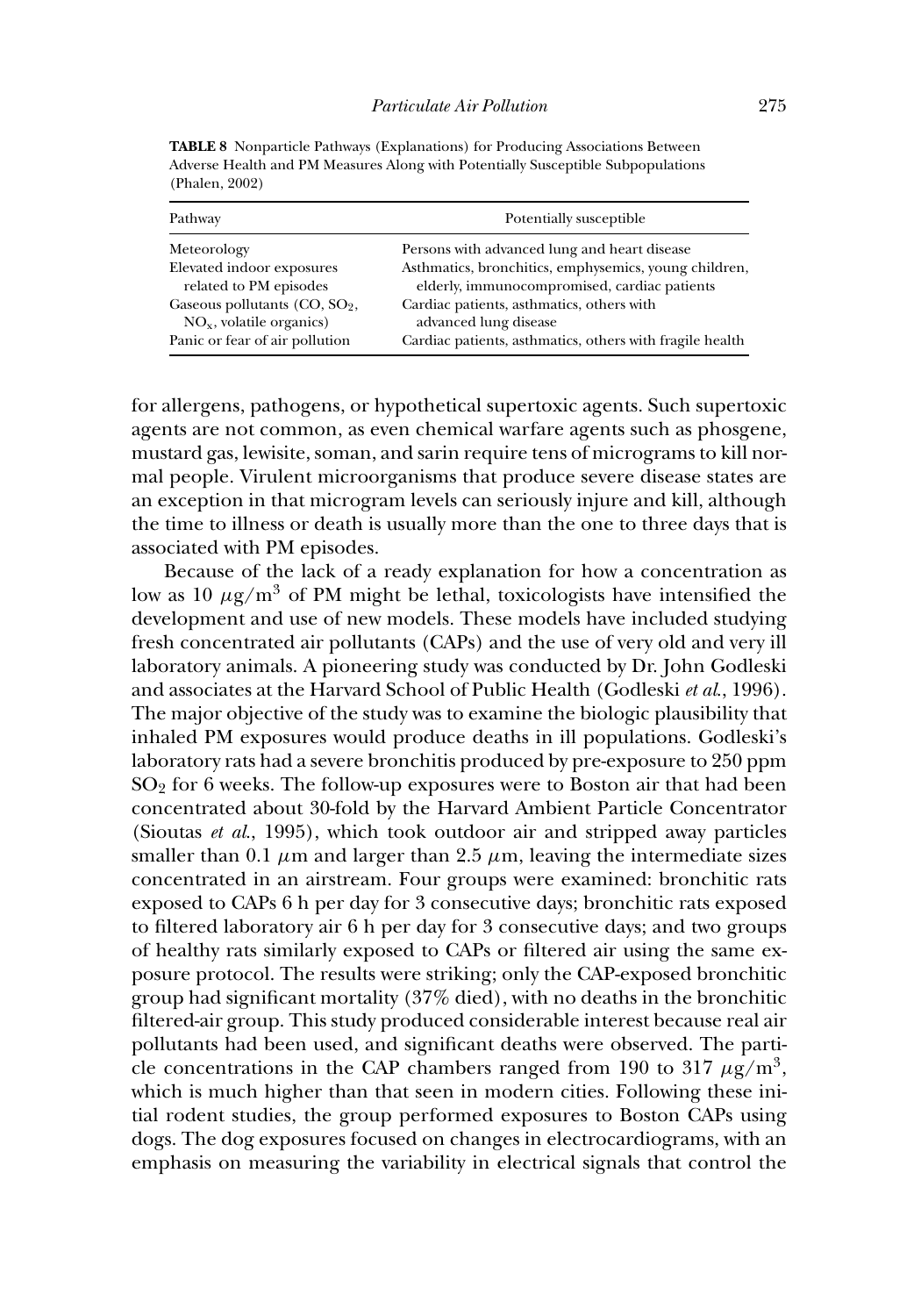**TABLE 8** Nonparticle Pathways (Explanations) for Producing Associations Between Adverse Health and PM Measures Along with Potentially Susceptible Subpopulations (Phalen, 2002)

| Pathway | Potentially susceptible |
|---|---|
| Meteorology | Persons with advanced lung and heart disease |
| Elevated indoor exposures related to PM episodes | Asthmatics, bronchitics, emphysemics, young children, elderly, immunocompromised, cardiac patients |
| Gaseous pollutants (CO, $SO_2$, $NO_x$, volatile organics) | Cardiac patients, asthmatics, others with advanced lung disease |
| Panic or fear of air pollution | Cardiac patients, asthmatics, others with fragile health |

for allergens, pathogens, or hypothetical supertoxic agents. Such supertoxic agents are not common, as even chemical warfare agents such as phosgene, mustard gas, lewisite, soman, and sarin require tens of micrograms to kill normal people. Virulent microorganisms that produce severe disease states are an exception in that microgram levels can seriously injure and kill, although the time to illness or death is usually more than the one to three days that is associated with PM episodes.

Because of the lack of a ready explanation for how a concentration as low as 10 $\mu g/m^3$ of PM might be lethal, toxicologists have intensified the development and use of new models. These models have included studying fresh concentrated air pollutants (CAPs) and the use of very old and very ill laboratory animals. A pioneering study was conducted by Dr. John Godleski and associates at the Harvard School of Public Health (Godleski *et al.*, 1996). The major objective of the study was to examine the biologic plausibility that inhaled PM exposures would produce deaths in ill populations. Godleski's laboratory rats had a severe bronchitis produced by pre-exposure to 250 ppm $SO_2$ for 6 weeks. The follow-up exposures were to Boston air that had been concentrated about 30-fold by the Harvard Ambient Particle Concentrator (Sioutas *et al.*, 1995), which took outdoor air and stripped away particles smaller than 0.1 $\mu$m and larger than 2.5 $\mu$m, leaving the intermediate sizes concentrated in an airstream. Four groups were examined: bronchitic rats exposed to CAPs 6 h per day for 3 consecutive days; bronchitic rats exposed to filtered laboratory air 6 h per day for 3 consecutive days; and two groups of healthy rats similarly exposed to CAPs or filtered air using the same exposure protocol. The results were striking; only the CAP-exposed bronchitic group had significant mortality (37% died), with no deaths in the bronchitic filtered-air group. This study produced considerable interest because real air pollutants had been used, and significant deaths were observed. The particle concentrations in the CAP chambers ranged from 190 to 317 $\mu g/m^3$, which is much higher than that seen in modern cities. Following these initial rodent studies, the group performed exposures to Boston CAPs using dogs. The dog exposures focused on changes in electrocardiograms, with an emphasis on measuring the variability in electrical signals that control the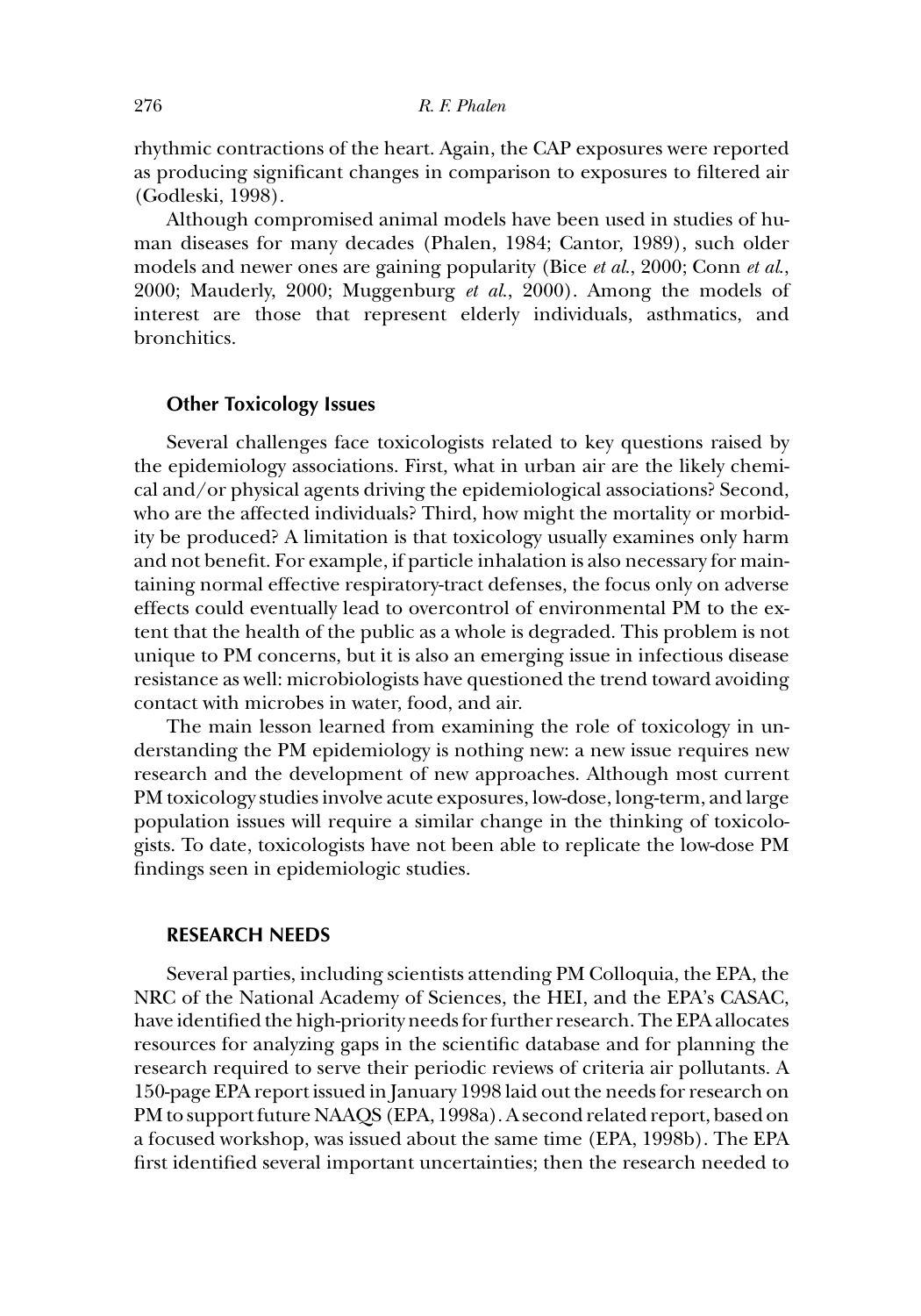rhythmic contractions of the heart. Again, the CAP exposures were reported as producing significant changes in comparison to exposures to filtered air (Godleski, 1998).

Although compromised animal models have been used in studies of human diseases for many decades (Phalen, 1984; Cantor, 1989), such older models and newer ones are gaining popularity (Bice *et al.*, 2000; Conn *et al.*, 2000; Mauderly, 2000; Muggenburg *et al.*, 2000). Among the models of interest are those that represent elderly individuals, asthmatics, and bronchitics.

### Other Toxicology Issues

Several challenges face toxicologists related to key questions raised by the epidemiology associations. First, what in urban air are the likely chemical and/or physical agents driving the epidemiological associations? Second, who are the affected individuals? Third, how might the mortality or morbidity be produced? A limitation is that toxicology usually examines only harm and not benefit. For example, if particle inhalation is also necessary for maintaining normal effective respiratory-tract defenses, the focus only on adverse effects could eventually lead to overcontrol of environmental PM to the extent that the health of the public as a whole is degraded. This problem is not unique to PM concerns, but it is also an emerging issue in infectious disease resistance as well: microbiologists have questioned the trend toward avoiding contact with microbes in water, food, and air.

The main lesson learned from examining the role of toxicology in understanding the PM epidemiology is nothing new: a new issue requires new research and the development of new approaches. Although most current PM toxicology studies involve acute exposures, low-dose, long-term, and large population issues will require a similar change in the thinking of toxicologists. To date, toxicologists have not been able to replicate the low-dose PM findings seen in epidemiologic studies.

## RESEARCH NEEDS

Several parties, including scientists attending PM Colloquia, the EPA, the NRC of the National Academy of Sciences, the HEI, and the EPA's CASAC, have identified the high-priority needs for further research. The EPA allocates resources for analyzing gaps in the scientific database and for planning the research required to serve their periodic reviews of criteria air pollutants. A 150-page EPA report issued in January 1998 laid out the needs for research on PM to support future NAAQS (EPA, 1998a). A second related report, based on a focused workshop, was issued about the same time (EPA, 1998b). The EPA first identified several important uncertainties; then the research needed to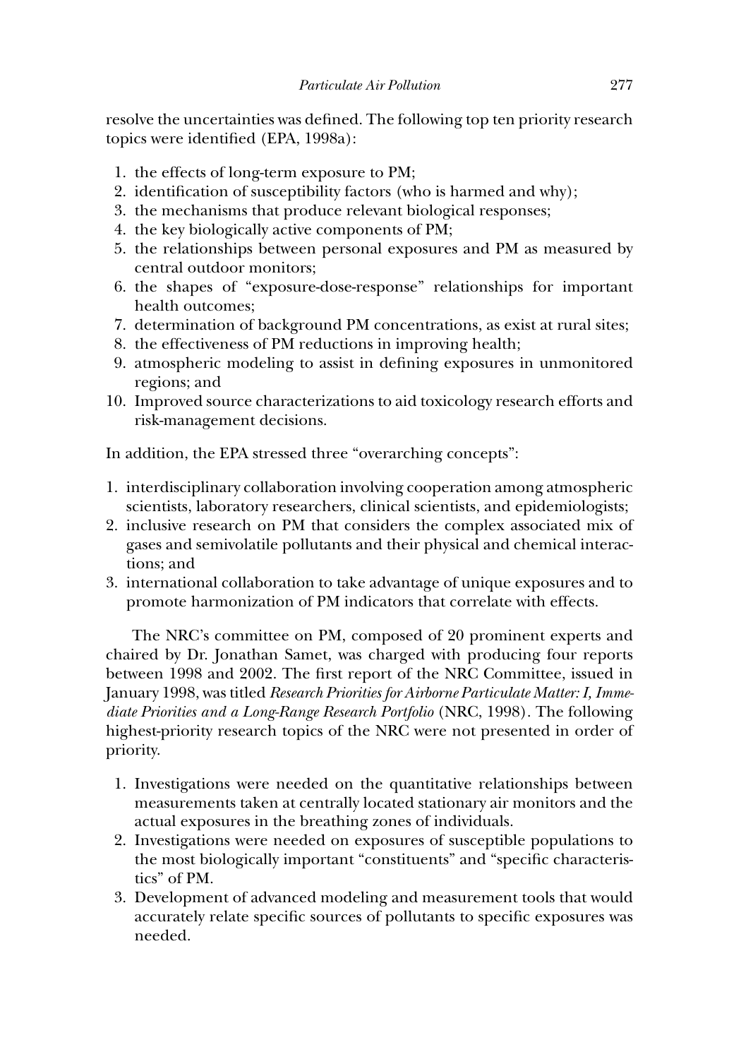resolve the uncertainties was defined. The following top ten priority research topics were identified (EPA, 1998a):

1. the effects of long-term exposure to PM;
2. identification of susceptibility factors (who is harmed and why);
3. the mechanisms that produce relevant biological responses;
4. the key biologically active components of PM;
5. the relationships between personal exposures and PM as measured by central outdoor monitors;
6. the shapes of "exposure-dose-response" relationships for important health outcomes;
7. determination of background PM concentrations, as exist at rural sites;
8. the effectiveness of PM reductions in improving health;
9. atmospheric modeling to assist in defining exposures in unmonitored regions; and
10. Improved source characterizations to aid toxicology research efforts and risk-management decisions.

In addition, the EPA stressed three "overarching concepts":

1. interdisciplinary collaboration involving cooperation among atmospheric scientists, laboratory researchers, clinical scientists, and epidemiologists;
2. inclusive research on PM that considers the complex associated mix of gases and semivolatile pollutants and their physical and chemical interactions; and
3. international collaboration to take advantage of unique exposures and to promote harmonization of PM indicators that correlate with effects.

The NRC's committee on PM, composed of 20 prominent experts and chaired by Dr. Jonathan Samet, was charged with producing four reports between 1998 and 2002. The first report of the NRC Committee, issued in January 1998, was titled *Research Priorities for Airborne Particulate Matter: I, Immediate Priorities and a Long-Range Research Portfolio* (NRC, 1998). The following highest-priority research topics of the NRC were not presented in order of priority.

1. Investigations were needed on the quantitative relationships between measurements taken at centrally located stationary air monitors and the actual exposures in the breathing zones of individuals.
2. Investigations were needed on exposures of susceptible populations to the most biologically important "constituents" and "specific characteristics" of PM.
3. Development of advanced modeling and measurement tools that would accurately relate specific sources of pollutants to specific exposures was needed.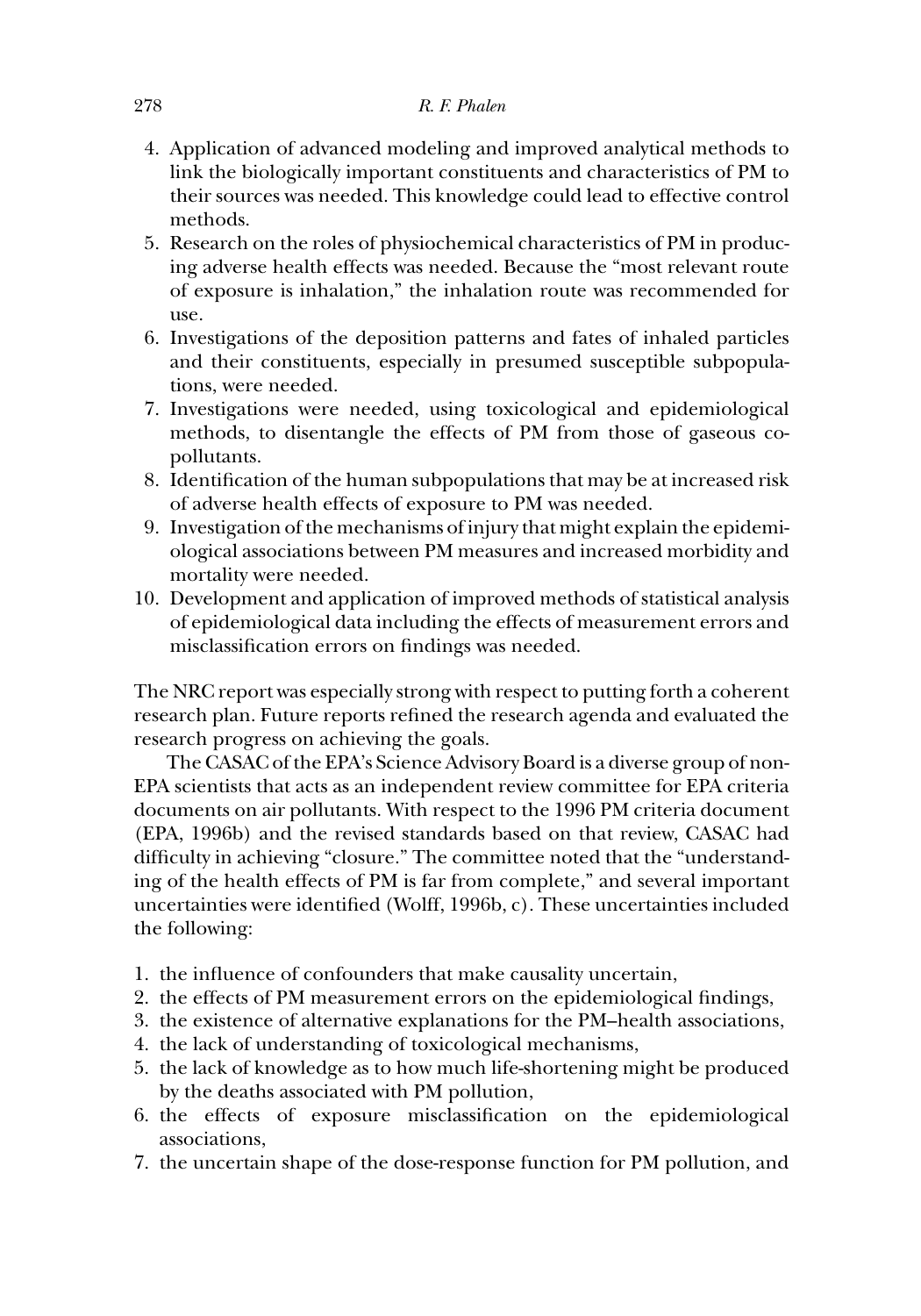4. Application of advanced modeling and improved analytical methods to link the biologically important constituents and characteristics of PM to their sources was needed. This knowledge could lead to effective control methods.
5. Research on the roles of physiochemical characteristics of PM in producing adverse health effects was needed. Because the "most relevant route of exposure is inhalation," the inhalation route was recommended for use.
6. Investigations of the deposition patterns and fates of inhaled particles and their constituents, especially in presumed susceptible subpopulations, were needed.
7. Investigations were needed, using toxicological and epidemiological methods, to disentangle the effects of PM from those of gaseous copollutants.
8. Identification of the human subpopulations that may be at increased risk of adverse health effects of exposure to PM was needed.
9. Investigation of the mechanisms of injury that might explain the epidemiological associations between PM measures and increased morbidity and mortality were needed.
10. Development and application of improved methods of statistical analysis of epidemiological data including the effects of measurement errors and misclassification errors on findings was needed.

The NRC report was especially strong with respect to putting forth a coherent research plan. Future reports refined the research agenda and evaluated the research progress on achieving the goals.

The CASAC of the EPA's Science Advisory Board is a diverse group of non-EPA scientists that acts as an independent review committee for EPA criteria documents on air pollutants. With respect to the 1996 PM criteria document (EPA, 1996b) and the revised standards based on that review, CASAC had difficulty in achieving "closure." The committee noted that the "understanding of the health effects of PM is far from complete," and several important uncertainties were identified (Wolff, 1996b, c). These uncertainties included the following:

1. the influence of confounders that make causality uncertain,
2. the effects of PM measurement errors on the epidemiological findings,
3. the existence of alternative explanations for the PM–health associations,
4. the lack of understanding of toxicological mechanisms,
5. the lack of knowledge as to how much life-shortening might be produced by the deaths associated with PM pollution,
6. the effects of exposure misclassification on the epidemiological associations,
7. the uncertain shape of the dose-response function for PM pollution, and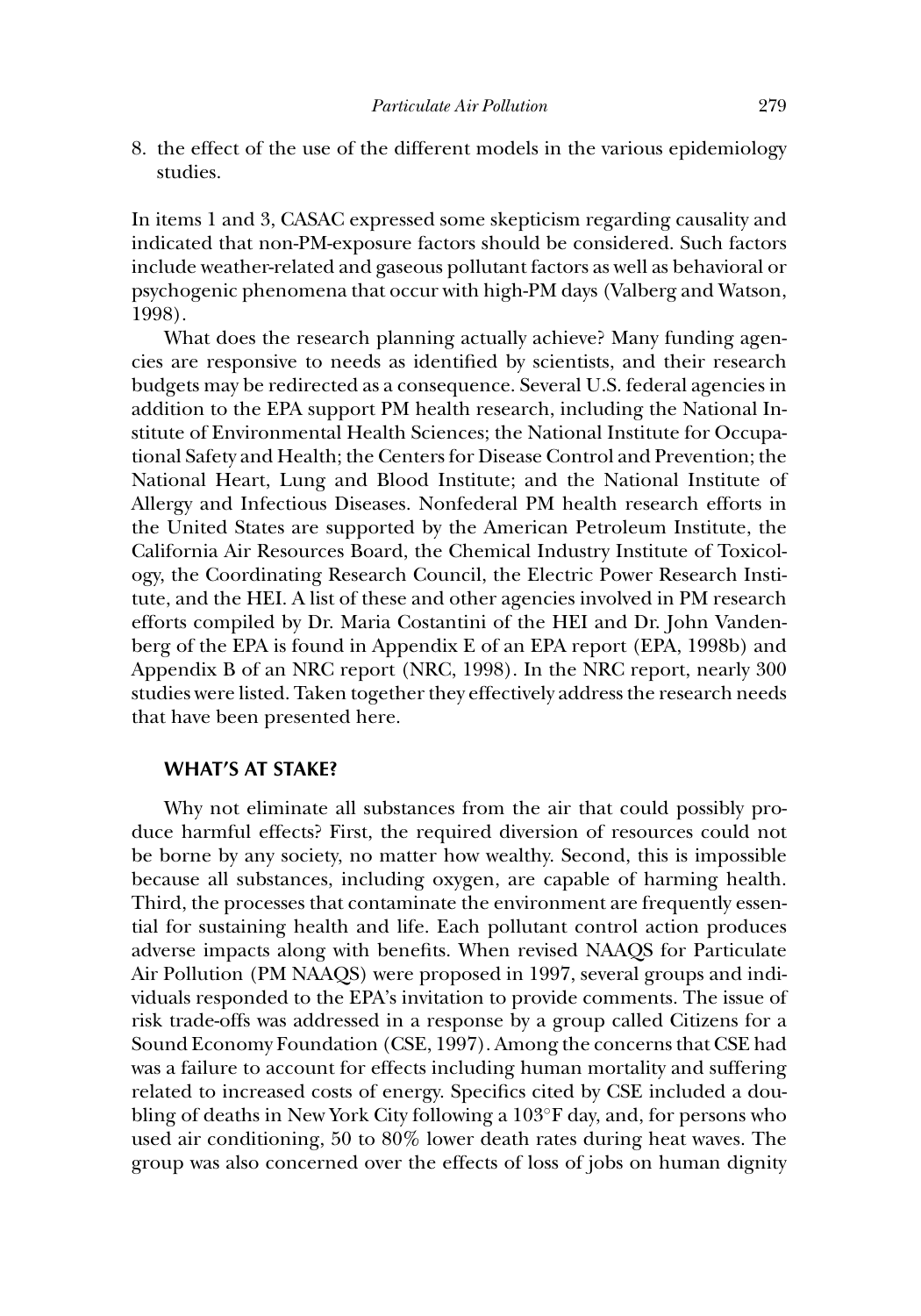8. the effect of the use of the different models in the various epidemiology studies.

In items 1 and 3, CASAC expressed some skepticism regarding causality and indicated that non-PM-exposure factors should be considered. Such factors include weather-related and gaseous pollutant factors as well as behavioral or psychogenic phenomena that occur with high-PM days (Valberg and Watson, 1998).

What does the research planning actually achieve? Many funding agencies are responsive to needs as identified by scientists, and their research budgets may be redirected as a consequence. Several U.S. federal agencies in addition to the EPA support PM health research, including the National Institute of Environmental Health Sciences; the National Institute for Occupational Safety and Health; the Centers for Disease Control and Prevention; the National Heart, Lung and Blood Institute; and the National Institute of Allergy and Infectious Diseases. Nonfederal PM health research efforts in the United States are supported by the American Petroleum Institute, the California Air Resources Board, the Chemical Industry Institute of Toxicology, the Coordinating Research Council, the Electric Power Research Institute, and the HEI. A list of these and other agencies involved in PM research efforts compiled by Dr. Maria Costantini of the HEI and Dr. John Vandenberg of the EPA is found in Appendix E of an EPA report (EPA, 1998b) and Appendix B of an NRC report (NRC, 1998). In the NRC report, nearly 300 studies were listed. Taken together they effectively address the research needs that have been presented here.

## WHAT'S AT STAKE?

Why not eliminate all substances from the air that could possibly produce harmful effects? First, the required diversion of resources could not be borne by any society, no matter how wealthy. Second, this is impossible because all substances, including oxygen, are capable of harming health. Third, the processes that contaminate the environment are frequently essential for sustaining health and life. Each pollutant control action produces adverse impacts along with benefits. When revised NAAQS for Particulate Air Pollution (PM NAAQS) were proposed in 1997, several groups and individuals responded to the EPA's invitation to provide comments. The issue of risk trade-offs was addressed in a response by a group called Citizens for a Sound Economy Foundation (CSE, 1997). Among the concerns that CSE had was a failure to account for effects including human mortality and suffering related to increased costs of energy. Specifics cited by CSE included a doubling of deaths in New York City following a 103°F day, and, for persons who used air conditioning, 50 to 80% lower death rates during heat waves. The group was also concerned over the effects of loss of jobs on human dignity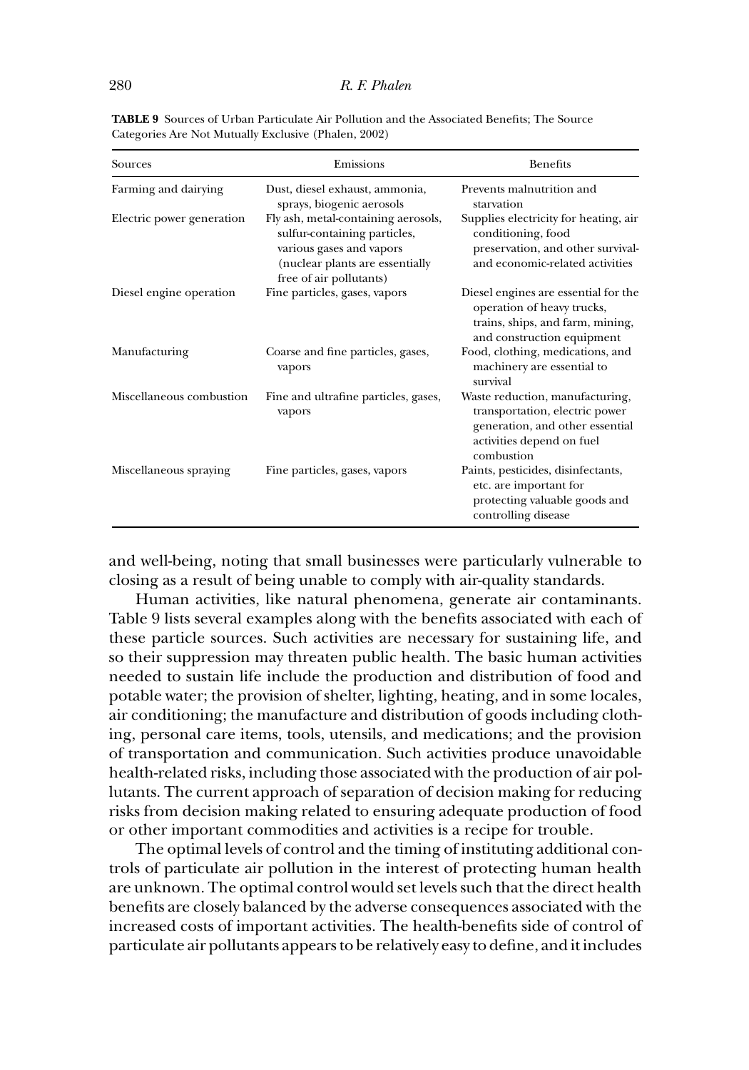**TABLE 9** Sources of Urban Particulate Air Pollution and the Associated Benefits; The Source Categories Are Not Mutually Exclusive (Phalen, 2002)

| Sources | Emissions | Benefits |
|---|---|---|
| Farming and dairying | Dust, diesel exhaust, ammonia, sprays, biogenic aerosols | Prevents malnutrition and starvation |
| Electric power generation | Fly ash, metal-containing aerosols, sulfur-containing particles, various gases and vapors (nuclear plants are essentially free of air pollutants) | Supplies electricity for heating, air conditioning, food preservation, and other survival- and economic-related activities |
| Diesel engine operation | Fine particles, gases, vapors | Diesel engines are essential for the operation of heavy trucks, trains, ships, and farm, mining, and construction equipment |
| Manufacturing | Coarse and fine particles, gases, vapors | Food, clothing, medications, and machinery are essential to survival |
| Miscellaneous combustion | Fine and ultrafine particles, gases, vapors | Waste reduction, manufacturing, transportation, electric power generation, and other essential activities depend on fuel combustion |
| Miscellaneous spraying | Fine particles, gases, vapors | Paints, pesticides, disinfectants, etc. are important for protecting valuable goods and controlling disease |

and well-being, noting that small businesses were particularly vulnerable to closing as a result of being unable to comply with air-quality standards.

Human activities, like natural phenomena, generate air contaminants. Table 9 lists several examples along with the benefits associated with each of these particle sources. Such activities are necessary for sustaining life, and so their suppression may threaten public health. The basic human activities needed to sustain life include the production and distribution of food and potable water; the provision of shelter, lighting, heating, and in some locales, air conditioning; the manufacture and distribution of goods including clothing, personal care items, tools, utensils, and medications; and the provision of transportation and communication. Such activities produce unavoidable health-related risks, including those associated with the production of air pollutants. The current approach of separation of decision making for reducing risks from decision making related to ensuring adequate production of food or other important commodities and activities is a recipe for trouble.

The optimal levels of control and the timing of instituting additional controls of particulate air pollution in the interest of protecting human health are unknown. The optimal control would set levels such that the direct health benefits are closely balanced by the adverse consequences associated with the increased costs of important activities. The health-benefits side of control of particulate air pollutants appears to be relatively easy to define, and it includes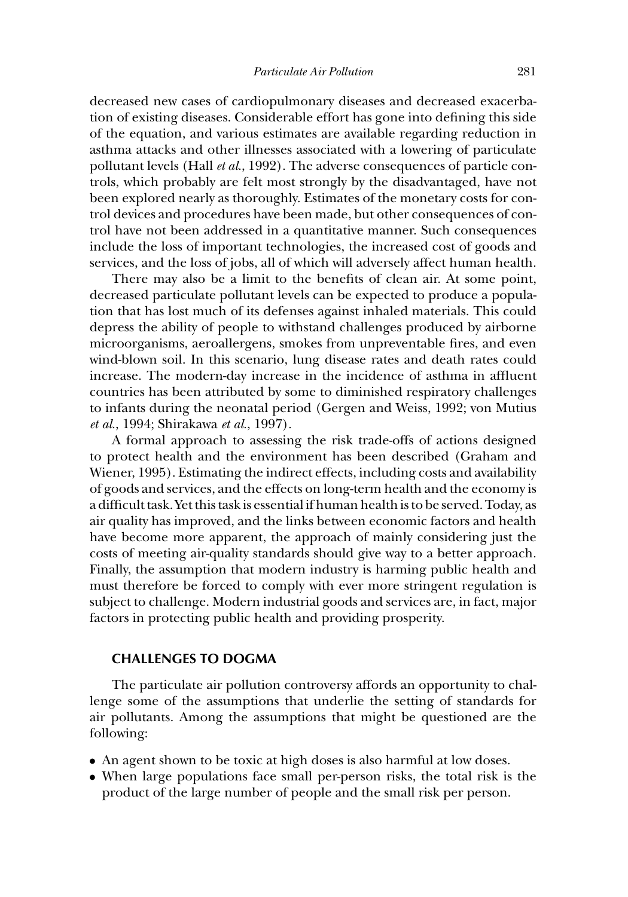decreased new cases of cardiopulmonary diseases and decreased exacerbation of existing diseases. Considerable effort has gone into defining this side of the equation, and various estimates are available regarding reduction in asthma attacks and other illnesses associated with a lowering of particulate pollutant levels (Hall *et al.*, 1992). The adverse consequences of particle controls, which probably are felt most strongly by the disadvantaged, have not been explored nearly as thoroughly. Estimates of the monetary costs for control devices and procedures have been made, but other consequences of control have not been addressed in a quantitative manner. Such consequences include the loss of important technologies, the increased cost of goods and services, and the loss of jobs, all of which will adversely affect human health.

There may also be a limit to the benefits of clean air. At some point, decreased particulate pollutant levels can be expected to produce a population that has lost much of its defenses against inhaled materials. This could depress the ability of people to withstand challenges produced by airborne microorganisms, aeroallergens, smokes from unpreventable fires, and even wind-blown soil. In this scenario, lung disease rates and death rates could increase. The modern-day increase in the incidence of asthma in affluent countries has been attributed by some to diminished respiratory challenges to infants during the neonatal period (Gergen and Weiss, 1992; von Mutius *et al.*, 1994; Shirakawa *et al.*, 1997).

A formal approach to assessing the risk trade-offs of actions designed to protect health and the environment has been described (Graham and Wiener, 1995). Estimating the indirect effects, including costs and availability of goods and services, and the effects on long-term health and the economy is a difficult task. Yet this task is essential if human health is to be served. Today, as air quality has improved, and the links between economic factors and health have become more apparent, the approach of mainly considering just the costs of meeting air-quality standards should give way to a better approach. Finally, the assumption that modern industry is harming public health and must therefore be forced to comply with ever more stringent regulation is subject to challenge. Modern industrial goods and services are, in fact, major factors in protecting public health and providing prosperity.

## CHALLENGES TO DOGMA

The particulate air pollution controversy affords an opportunity to challenge some of the assumptions that underlie the setting of standards for air pollutants. Among the assumptions that might be questioned are the following:

- An agent shown to be toxic at high doses is also harmful at low doses.
- When large populations face small per-person risks, the total risk is the product of the large number of people and the small risk per person.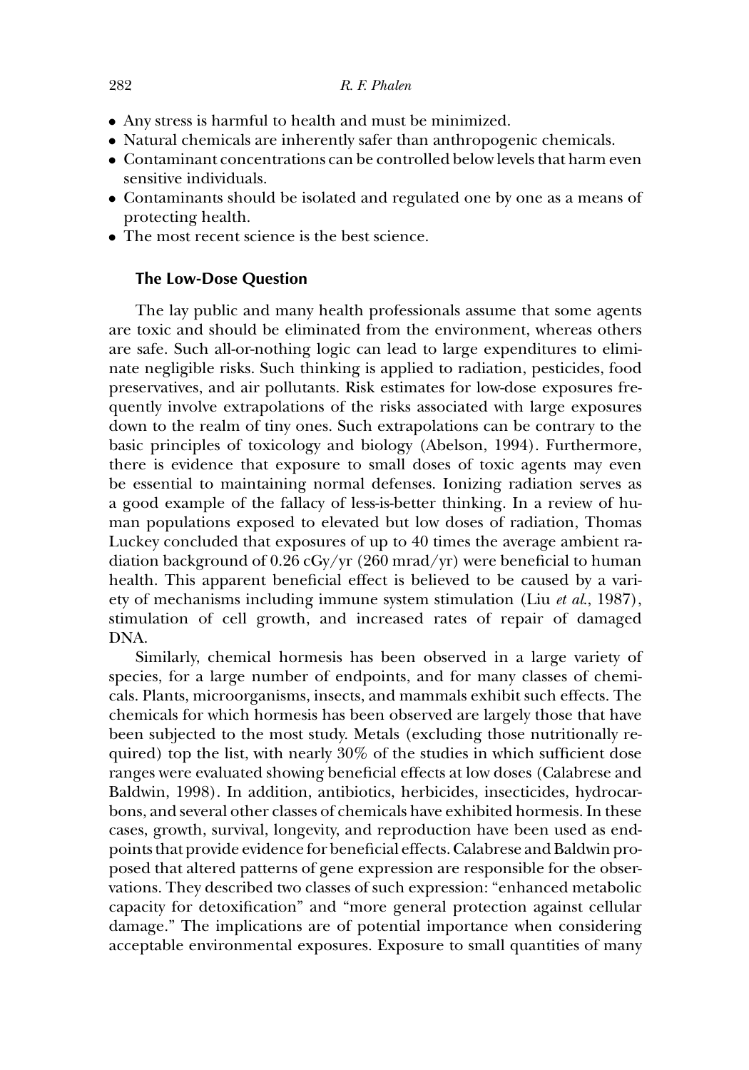- Any stress is harmful to health and must be minimized.
- Natural chemicals are inherently safer than anthropogenic chemicals.
- Contaminant concentrations can be controlled below levels that harm even sensitive individuals.
- Contaminants should be isolated and regulated one by one as a means of protecting health.
- The most recent science is the best science.

### The Low-Dose Question

The lay public and many health professionals assume that some agents are toxic and should be eliminated from the environment, whereas others are safe. Such all-or-nothing logic can lead to large expenditures to eliminate negligible risks. Such thinking is applied to radiation, pesticides, food preservatives, and air pollutants. Risk estimates for low-dose exposures frequently involve extrapolations of the risks associated with large exposures down to the realm of tiny ones. Such extrapolations can be contrary to the basic principles of toxicology and biology (Abelson, 1994). Furthermore, there is evidence that exposure to small doses of toxic agents may even be essential to maintaining normal defenses. Ionizing radiation serves as a good example of the fallacy of less-is-better thinking. In a review of human populations exposed to elevated but low doses of radiation, Thomas Luckey concluded that exposures of up to 40 times the average ambient radiation background of 0.26 cGy/yr (260 mrad/yr) were beneficial to human health. This apparent beneficial effect is believed to be caused by a variety of mechanisms including immune system stimulation (Liu *et al.*, 1987), stimulation of cell growth, and increased rates of repair of damaged DNA.

Similarly, chemical hormesis has been observed in a large variety of species, for a large number of endpoints, and for many classes of chemicals. Plants, microorganisms, insects, and mammals exhibit such effects. The chemicals for which hormesis has been observed are largely those that have been subjected to the most study. Metals (excluding those nutritionally required) top the list, with nearly 30% of the studies in which sufficient dose ranges were evaluated showing beneficial effects at low doses (Calabrese and Baldwin, 1998). In addition, antibiotics, herbicides, insecticides, hydrocarbons, and several other classes of chemicals have exhibited hormesis. In these cases, growth, survival, longevity, and reproduction have been used as endpoints that provide evidence for beneficial effects. Calabrese and Baldwin proposed that altered patterns of gene expression are responsible for the observations. They described two classes of such expression: "enhanced metabolic capacity for detoxification" and "more general protection against cellular damage." The implications are of potential importance when considering acceptable environmental exposures. Exposure to small quantities of many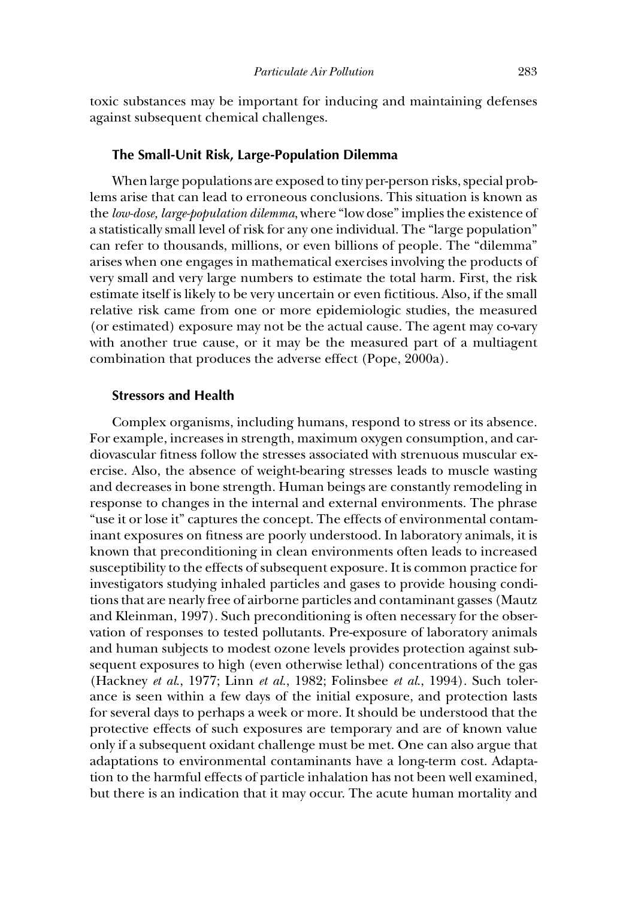toxic substances may be important for inducing and maintaining defenses against subsequent chemical challenges.

### The Small-Unit Risk, Large-Population Dilemma

When large populations are exposed to tiny per-person risks, special problems arise that can lead to erroneous conclusions. This situation is known as the *low-dose, large-population dilemma*, where "low dose" implies the existence of a statistically small level of risk for any one individual. The "large population" can refer to thousands, millions, or even billions of people. The "dilemma" arises when one engages in mathematical exercises involving the products of very small and very large numbers to estimate the total harm. First, the risk estimate itself is likely to be very uncertain or even fictitious. Also, if the small relative risk came from one or more epidemiologic studies, the measured (or estimated) exposure may not be the actual cause. The agent may co-vary with another true cause, or it may be the measured part of a multiagent combination that produces the adverse effect (Pope, 2000a).

### Stressors and Health

Complex organisms, including humans, respond to stress or its absence. For example, increases in strength, maximum oxygen consumption, and cardiovascular fitness follow the stresses associated with strenuous muscular exercise. Also, the absence of weight-bearing stresses leads to muscle wasting and decreases in bone strength. Human beings are constantly remodeling in response to changes in the internal and external environments. The phrase "use it or lose it" captures the concept. The effects of environmental contaminant exposures on fitness are poorly understood. In laboratory animals, it is known that preconditioning in clean environments often leads to increased susceptibility to the effects of subsequent exposure. It is common practice for investigators studying inhaled particles and gases to provide housing conditions that are nearly free of airborne particles and contaminant gasses (Mautz and Kleinman, 1997). Such preconditioning is often necessary for the observation of responses to tested pollutants. Pre-exposure of laboratory animals and human subjects to modest ozone levels provides protection against subsequent exposures to high (even otherwise lethal) concentrations of the gas (Hackney *et al.*, 1977; Linn *et al.*, 1982; Folinsbee *et al.*, 1994). Such tolerance is seen within a few days of the initial exposure, and protection lasts for several days to perhaps a week or more. It should be understood that the protective effects of such exposures are temporary and are of known value only if a subsequent oxidant challenge must be met. One can also argue that adaptations to environmental contaminants have a long-term cost. Adaptation to the harmful effects of particle inhalation has not been well examined, but there is an indication that it may occur. The acute human mortality and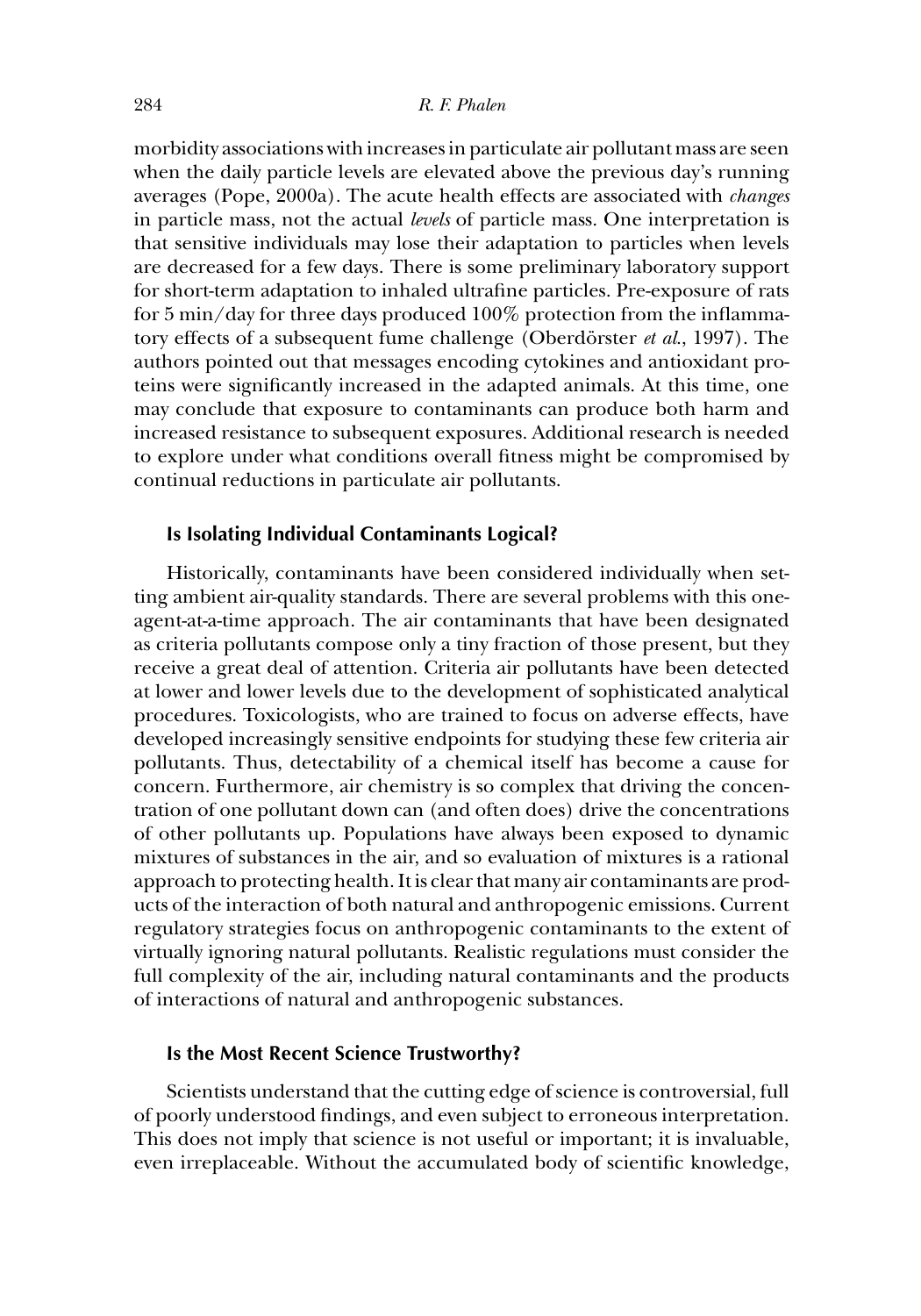morbidity associations with increases in particulate air pollutant mass are seen when the daily particle levels are elevated above the previous day's running averages (Pope, 2000a). The acute health effects are associated with *changes* in particle mass, not the actual *levels* of particle mass. One interpretation is that sensitive individuals may lose their adaptation to particles when levels are decreased for a few days. There is some preliminary laboratory support for short-term adaptation to inhaled ultrafine particles. Pre-exposure of rats for 5 min/day for three days produced 100% protection from the inflammatory effects of a subsequent fume challenge (Oberdörster *et al.*, 1997). The authors pointed out that messages encoding cytokines and antioxidant proteins were significantly increased in the adapted animals. At this time, one may conclude that exposure to contaminants can produce both harm and increased resistance to subsequent exposures. Additional research is needed to explore under what conditions overall fitness might be compromised by continual reductions in particulate air pollutants.

### Is Isolating Individual Contaminants Logical?

Historically, contaminants have been considered individually when setting ambient air-quality standards. There are several problems with this one-agent-at-a-time approach. The air contaminants that have been designated as criteria pollutants compose only a tiny fraction of those present, but they receive a great deal of attention. Criteria air pollutants have been detected at lower and lower levels due to the development of sophisticated analytical procedures. Toxicologists, who are trained to focus on adverse effects, have developed increasingly sensitive endpoints for studying these few criteria air pollutants. Thus, detectability of a chemical itself has become a cause for concern. Furthermore, air chemistry is so complex that driving the concentration of one pollutant down can (and often does) drive the concentrations of other pollutants up. Populations have always been exposed to dynamic mixtures of substances in the air, and so evaluation of mixtures is a rational approach to protecting health. It is clear that many air contaminants are products of the interaction of both natural and anthropogenic emissions. Current regulatory strategies focus on anthropogenic contaminants to the extent of virtually ignoring natural pollutants. Realistic regulations must consider the full complexity of the air, including natural contaminants and the products of interactions of natural and anthropogenic substances.

### Is the Most Recent Science Trustworthy?

Scientists understand that the cutting edge of science is controversial, full of poorly understood findings, and even subject to erroneous interpretation. This does not imply that science is not useful or important; it is invaluable, even irreplaceable. Without the accumulated body of scientific knowledge,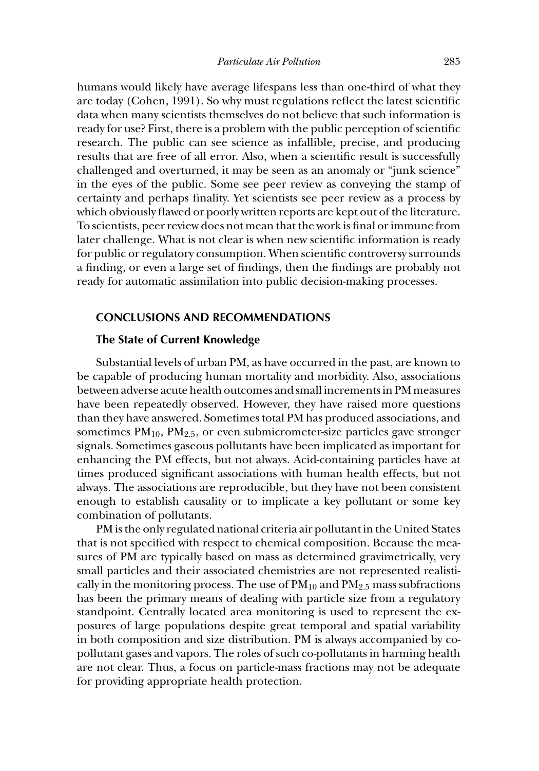humans would likely have average lifespans less than one-third of what they are today (Cohen, 1991). So why must regulations reflect the latest scientific data when many scientists themselves do not believe that such information is ready for use? First, there is a problem with the public perception of scientific research. The public can see science as infallible, precise, and producing results that are free of all error. Also, when a scientific result is successfully challenged and overturned, it may be seen as an anomaly or "junk science" in the eyes of the public. Some see peer review as conveying the stamp of certainty and perhaps finality. Yet scientists see peer review as a process by which obviously flawed or poorly written reports are kept out of the literature. To scientists, peer review does not mean that the work is final or immune from later challenge. What is not clear is when new scientific information is ready for public or regulatory consumption. When scientific controversy surrounds a finding, or even a large set of findings, then the findings are probably not ready for automatic assimilation into public decision-making processes.

## CONCLUSIONS AND RECOMMENDATIONS

### The State of Current Knowledge

Substantial levels of urban PM, as have occurred in the past, are known to be capable of producing human mortality and morbidity. Also, associations between adverse acute health outcomes and small increments in PM measures have been repeatedly observed. However, they have raised more questions than they have answered. Sometimes total PM has produced associations, and sometimes $PM_{10}$, $PM_{2.5}$, or even submicrometer-size particles gave stronger signals. Sometimes gaseous pollutants have been implicated as important for enhancing the PM effects, but not always. Acid-containing particles have at times produced significant associations with human health effects, but not always. The associations are reproducible, but they have not been consistent enough to establish causality or to implicate a key pollutant or some key combination of pollutants.

PM is the only regulated national criteria air pollutant in the United States that is not specified with respect to chemical composition. Because the measures of PM are typically based on mass as determined gravimetrically, very small particles and their associated chemistries are not represented realistically in the monitoring process. The use of $PM_{10}$ and $PM_{2.5}$ mass subfractions has been the primary means of dealing with particle size from a regulatory standpoint. Centrally located area monitoring is used to represent the exposures of large populations despite great temporal and spatial variability in both composition and size distribution. PM is always accompanied by co-pollutant gases and vapors. The roles of such co-pollutants in harming health are not clear. Thus, a focus on particle-mass fractions may not be adequate for providing appropriate health protection.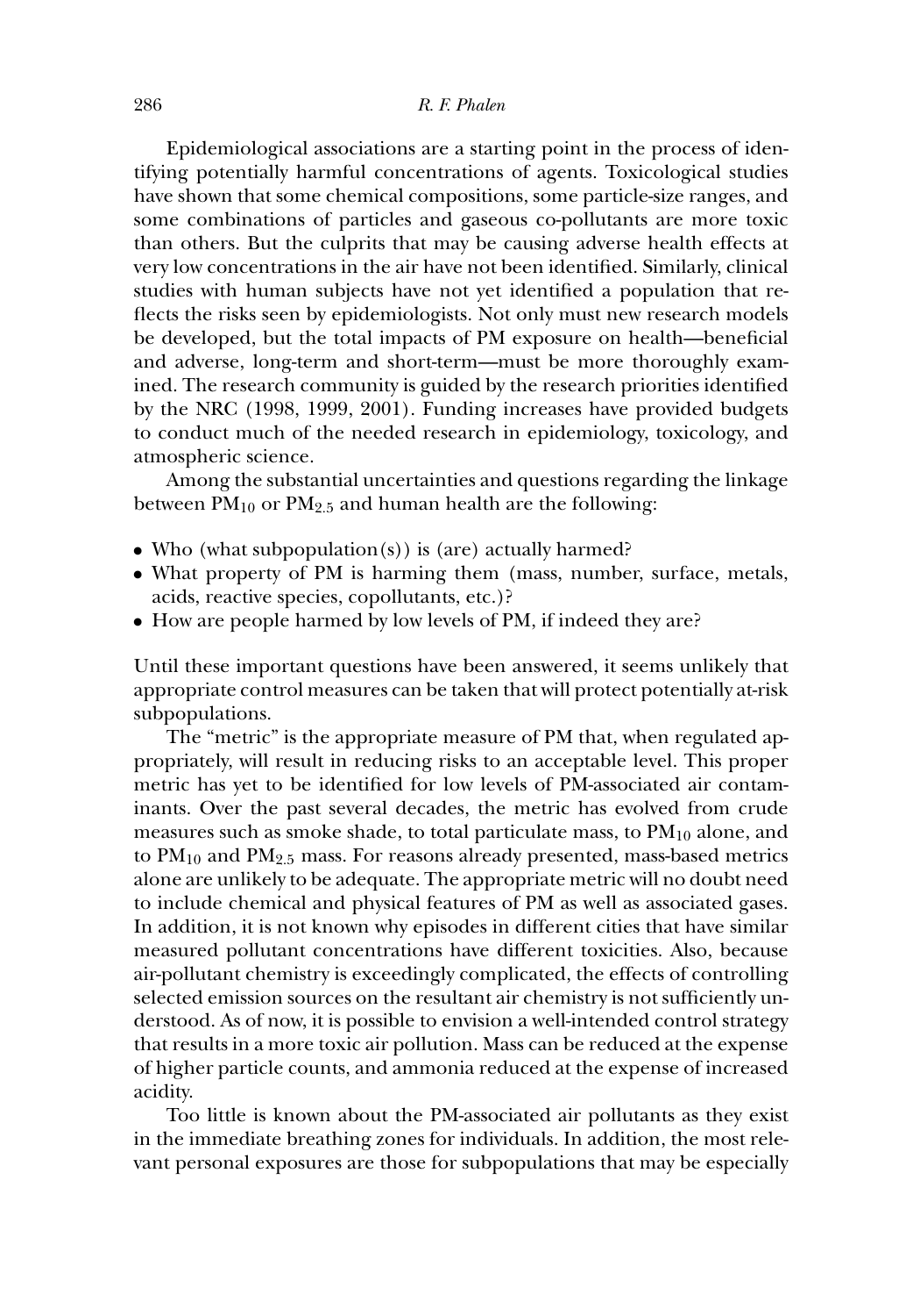Epidemiological associations are a starting point in the process of identifying potentially harmful concentrations of agents. Toxicological studies have shown that some chemical compositions, some particle-size ranges, and some combinations of particles and gaseous co-pollutants are more toxic than others. But the culprits that may be causing adverse health effects at very low concentrations in the air have not been identified. Similarly, clinical studies with human subjects have not yet identified a population that reflects the risks seen by epidemiologists. Not only must new research models be developed, but the total impacts of PM exposure on health—beneficial and adverse, long-term and short-term—must be more thoroughly examined. The research community is guided by the research priorities identified by the NRC (1998, 1999, 2001). Funding increases have provided budgets to conduct much of the needed research in epidemiology, toxicology, and atmospheric science.

Among the substantial uncertainties and questions regarding the linkage between $PM_{10}$ or $PM_{2.5}$ and human health are the following:

- Who (what subpopulation(s)) is (are) actually harmed?
- What property of PM is harming them (mass, number, surface, metals, acids, reactive species, copollutants, etc.)?
- How are people harmed by low levels of PM, if indeed they are?

Until these important questions have been answered, it seems unlikely that appropriate control measures can be taken that will protect potentially at-risk subpopulations.

The "metric" is the appropriate measure of PM that, when regulated appropriately, will result in reducing risks to an acceptable level. This proper metric has yet to be identified for low levels of PM-associated air contaminants. Over the past several decades, the metric has evolved from crude measures such as smoke shade, to total particulate mass, to $PM_{10}$ alone, and to $PM_{10}$ and $PM_{2.5}$ mass. For reasons already presented, mass-based metrics alone are unlikely to be adequate. The appropriate metric will no doubt need to include chemical and physical features of PM as well as associated gases. In addition, it is not known why episodes in different cities that have similar measured pollutant concentrations have different toxicities. Also, because air-pollutant chemistry is exceedingly complicated, the effects of controlling selected emission sources on the resultant air chemistry is not sufficiently understood. As of now, it is possible to envision a well-intended control strategy that results in a more toxic air pollution. Mass can be reduced at the expense of higher particle counts, and ammonia reduced at the expense of increased acidity.

Too little is known about the PM-associated air pollutants as they exist in the immediate breathing zones for individuals. In addition, the most relevant personal exposures are those for subpopulations that may be especially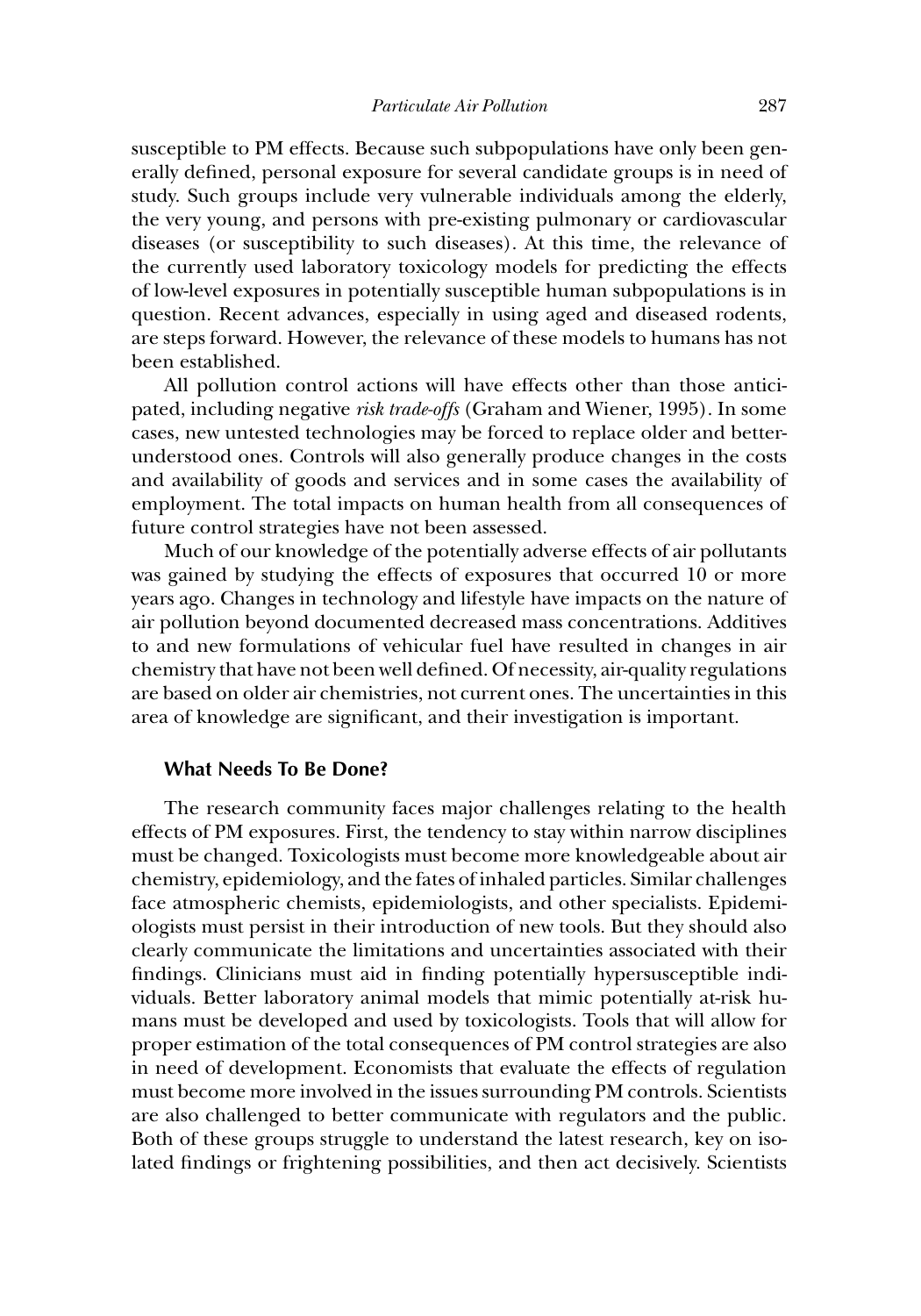susceptible to PM effects. Because such subpopulations have only been generally defined, personal exposure for several candidate groups is in need of study. Such groups include very vulnerable individuals among the elderly, the very young, and persons with pre-existing pulmonary or cardiovascular diseases (or susceptibility to such diseases). At this time, the relevance of the currently used laboratory toxicology models for predicting the effects of low-level exposures in potentially susceptible human subpopulations is in question. Recent advances, especially in using aged and diseased rodents, are steps forward. However, the relevance of these models to humans has not been established.

All pollution control actions will have effects other than those anticipated, including negative *risk trade-offs* (Graham and Wiener, 1995). In some cases, new untested technologies may be forced to replace older and better-understood ones. Controls will also generally produce changes in the costs and availability of goods and services and in some cases the availability of employment. The total impacts on human health from all consequences of future control strategies have not been assessed.

Much of our knowledge of the potentially adverse effects of air pollutants was gained by studying the effects of exposures that occurred 10 or more years ago. Changes in technology and lifestyle have impacts on the nature of air pollution beyond documented decreased mass concentrations. Additives to and new formulations of vehicular fuel have resulted in changes in air chemistry that have not been well defined. Of necessity, air-quality regulations are based on older air chemistries, not current ones. The uncertainties in this area of knowledge are significant, and their investigation is important.

### What Needs To Be Done?

The research community faces major challenges relating to the health effects of PM exposures. First, the tendency to stay within narrow disciplines must be changed. Toxicologists must become more knowledgeable about air chemistry, epidemiology, and the fates of inhaled particles. Similar challenges face atmospheric chemists, epidemiologists, and other specialists. Epidemiologists must persist in their introduction of new tools. But they should also clearly communicate the limitations and uncertainties associated with their findings. Clinicians must aid in finding potentially hypersusceptible individuals. Better laboratory animal models that mimic potentially at-risk humans must be developed and used by toxicologists. Tools that will allow for proper estimation of the total consequences of PM control strategies are also in need of development. Economists that evaluate the effects of regulation must become more involved in the issues surrounding PM controls. Scientists are also challenged to better communicate with regulators and the public. Both of these groups struggle to understand the latest research, key on isolated findings or frightening possibilities, and then act decisively. Scientists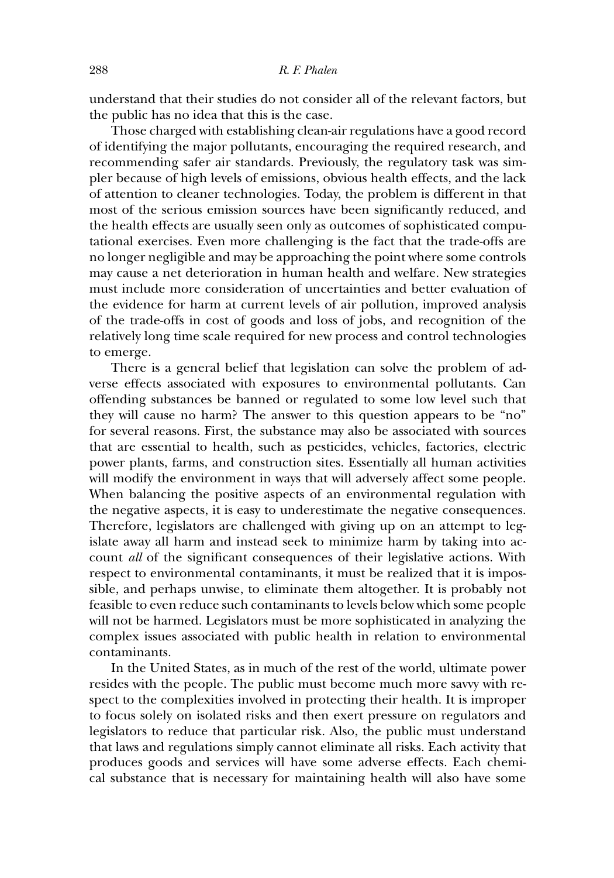understand that their studies do not consider all of the relevant factors, but the public has no idea that this is the case.

Those charged with establishing clean-air regulations have a good record of identifying the major pollutants, encouraging the required research, and recommending safer air standards. Previously, the regulatory task was simpler because of high levels of emissions, obvious health effects, and the lack of attention to cleaner technologies. Today, the problem is different in that most of the serious emission sources have been significantly reduced, and the health effects are usually seen only as outcomes of sophisticated computational exercises. Even more challenging is the fact that the trade-offs are no longer negligible and may be approaching the point where some controls may cause a net deterioration in human health and welfare. New strategies must include more consideration of uncertainties and better evaluation of the evidence for harm at current levels of air pollution, improved analysis of the trade-offs in cost of goods and loss of jobs, and recognition of the relatively long time scale required for new process and control technologies to emerge.

There is a general belief that legislation can solve the problem of adverse effects associated with exposures to environmental pollutants. Can offending substances be banned or regulated to some low level such that they will cause no harm? The answer to this question appears to be "no" for several reasons. First, the substance may also be associated with sources that are essential to health, such as pesticides, vehicles, factories, electric power plants, farms, and construction sites. Essentially all human activities will modify the environment in ways that will adversely affect some people. When balancing the positive aspects of an environmental regulation with the negative aspects, it is easy to underestimate the negative consequences. Therefore, legislators are challenged with giving up on an attempt to legislate away all harm and instead seek to minimize harm by taking into account *all* of the significant consequences of their legislative actions. With respect to environmental contaminants, it must be realized that it is impossible, and perhaps unwise, to eliminate them altogether. It is probably not feasible to even reduce such contaminants to levels below which some people will not be harmed. Legislators must be more sophisticated in analyzing the complex issues associated with public health in relation to environmental contaminants.

In the United States, as in much of the rest of the world, ultimate power resides with the people. The public must become much more savvy with respect to the complexities involved in protecting their health. It is improper to focus solely on isolated risks and then exert pressure on regulators and legislators to reduce that particular risk. Also, the public must understand that laws and regulations simply cannot eliminate all risks. Each activity that produces goods and services will have some adverse effects. Each chemical substance that is necessary for maintaining health will also have some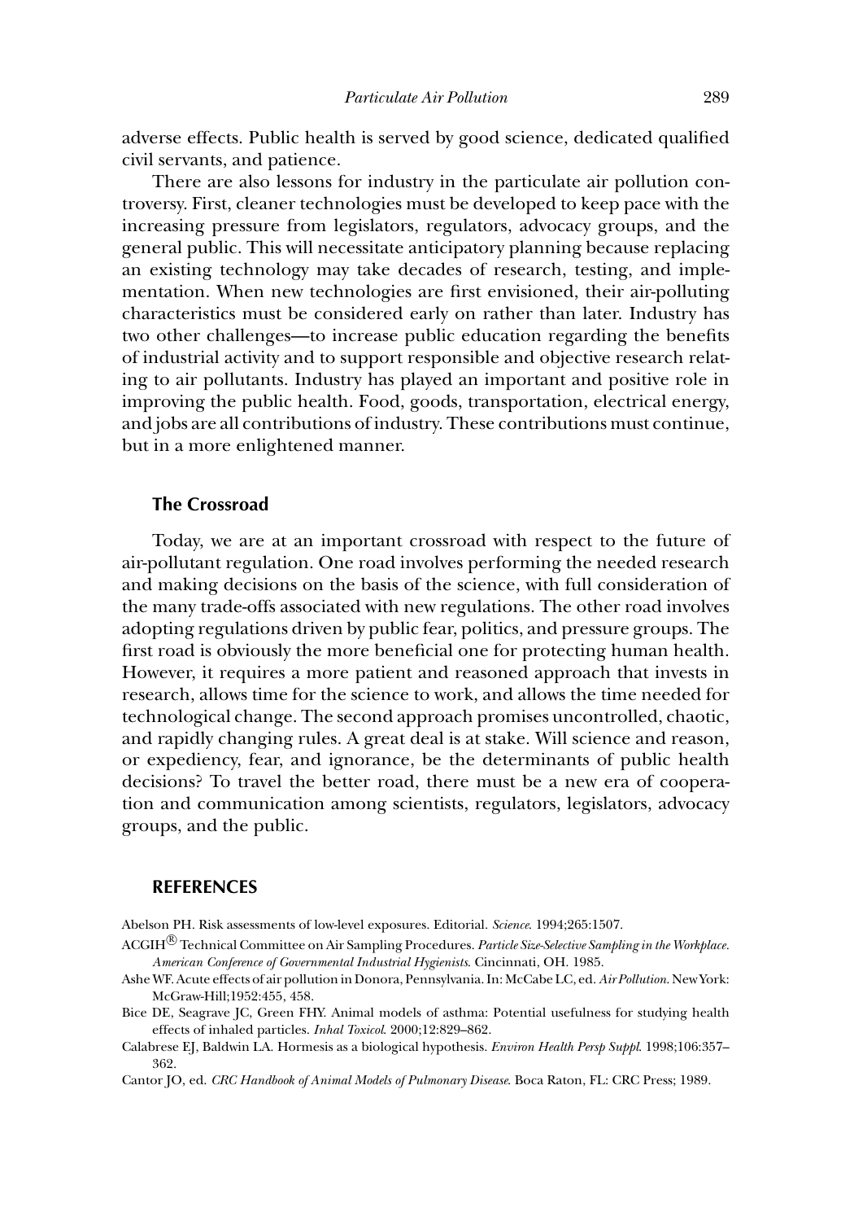adverse effects. Public health is served by good science, dedicated qualified civil servants, and patience.

There are also lessons for industry in the particulate air pollution controversy. First, cleaner technologies must be developed to keep pace with the increasing pressure from legislators, regulators, advocacy groups, and the general public. This will necessitate anticipatory planning because replacing an existing technology may take decades of research, testing, and implementation. When new technologies are first envisioned, their air-polluting characteristics must be considered early on rather than later. Industry has two other challenges—to increase public education regarding the benefits of industrial activity and to support responsible and objective research relating to air pollutants. Industry has played an important and positive role in improving the public health. Food, goods, transportation, electrical energy, and jobs are all contributions of industry. These contributions must continue, but in a more enlightened manner.

### The Crossroad

Today, we are at an important crossroad with respect to the future of air-pollutant regulation. One road involves performing the needed research and making decisions on the basis of the science, with full consideration of the many trade-offs associated with new regulations. The other road involves adopting regulations driven by public fear, politics, and pressure groups. The first road is obviously the more beneficial one for protecting human health. However, it requires a more patient and reasoned approach that invests in research, allows time for the science to work, and allows the time needed for technological change. The second approach promises uncontrolled, chaotic, and rapidly changing rules. A great deal is at stake. Will science and reason, or expediency, fear, and ignorance, be the determinants of public health decisions? To travel the better road, there must be a new era of cooperation and communication among scientists, regulators, legislators, advocacy groups, and the public.

## REFERENCES

Abelson PH. Risk assessments of low-level exposures. Editorial. *Science*. 1994;265:1507.

ACGIH® Technical Committee on Air Sampling Procedures. *Particle Size-Selective Sampling in the Workplace. American Conference of Governmental Industrial Hygienists*. Cincinnati, OH. 1985.

Ashe WF. Acute effects of air pollution in Donora, Pennsylvania. In: McCabe LC, ed. *Air Pollution*. New York: McGraw-Hill;1952:455, 458.

Bice DE, Seagrave JC, Green FHY. Animal models of asthma: Potential usefulness for studying health effects of inhaled particles. *Inhal Toxicol*. 2000;12:829–862.

Calabrese EJ, Baldwin LA. Hormesis as a biological hypothesis. *Environ Health Persp Suppl*. 1998;106:357–362.

Cantor JO, ed. *CRC Handbook of Animal Models of Pulmonary Disease*. Boca Raton, FL: CRC Press; 1989.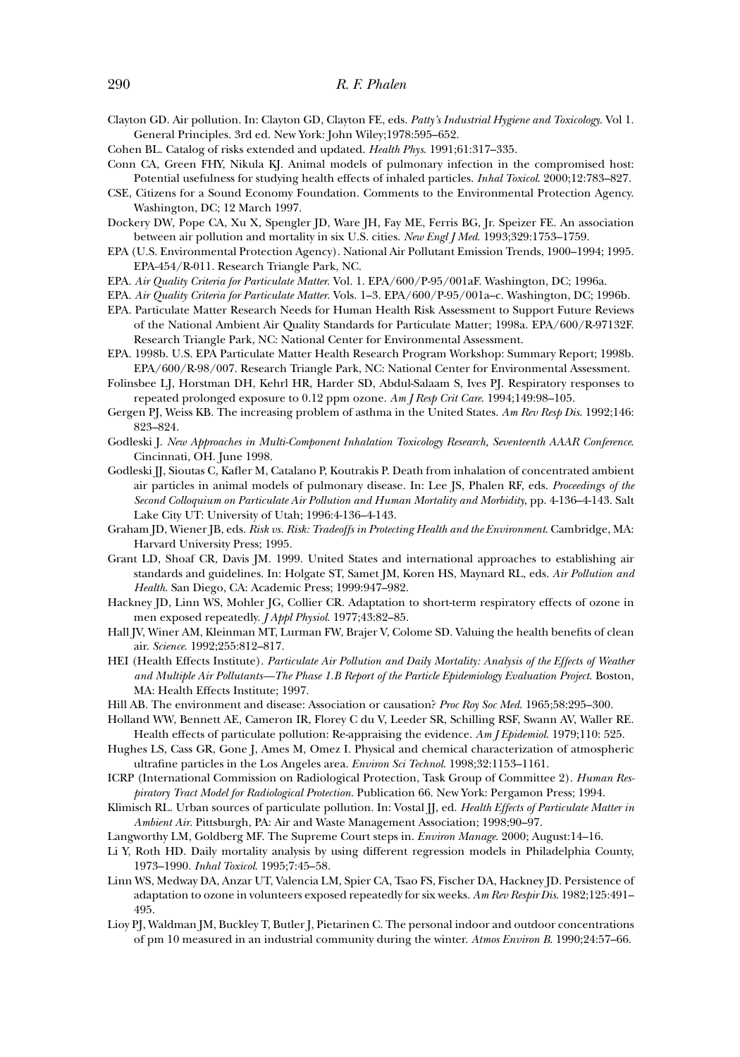Clayton GD. Air pollution. In: Clayton GD, Clayton FE, eds. *Patty's Industrial Hygiene and Toxicology*. Vol 1. General Principles. 3rd ed. New York: John Wiley;1978:595–652.

Cohen BL. Catalog of risks extended and updated. *Health Phys*. 1991;61:317–335.

Conn CA, Green FHY, Nikula KJ. Animal models of pulmonary infection in the compromised host: Potential usefulness for studying health effects of inhaled particles. *Inhal Toxicol*. 2000;12:783–827.

CSE, Citizens for a Sound Economy Foundation. Comments to the Environmental Protection Agency. Washington, DC; 12 March 1997.

Dockery DW, Pope CA, Xu X, Spengler JD, Ware JH, Fay ME, Ferris BG, Jr. Speizer FE. An association between air pollution and mortality in six U.S. cities. *New Engl J Med*. 1993;329:1753–1759.

EPA (U.S. Environmental Protection Agency). National Air Pollutant Emission Trends, 1900–1994; 1995. EPA-454/R-011. Research Triangle Park, NC.

EPA. *Air Quality Criteria for Particulate Matter*. Vol. 1. EPA/600/P-95/001aF. Washington, DC; 1996a.

EPA. *Air Quality Criteria for Particulate Matter*. Vols. 1–3. EPA/600/P-95/001a–c. Washington, DC; 1996b.

EPA. Particulate Matter Research Needs for Human Health Risk Assessment to Support Future Reviews of the National Ambient Air Quality Standards for Particulate Matter; 1998a. EPA/600/R-97132F. Research Triangle Park, NC: National Center for Environmental Assessment.

EPA. 1998b. U.S. EPA Particulate Matter Health Research Program Workshop: Summary Report; 1998b. EPA/600/R-98/007. Research Triangle Park, NC: National Center for Environmental Assessment.

Folinsbee LJ, Horstman DH, Kehrl HR, Harder SD, Abdul-Salaam S, Ives PJ. Respiratory responses to repeated prolonged exposure to 0.12 ppm ozone. *Am J Resp Crit Care*. 1994;149:98–105.

Gergen PJ, Weiss KB. The increasing problem of asthma in the United States. *Am Rev Resp Dis*. 1992;146: 823–824.

Godleski J. *New Approaches in Multi-Component Inhalation Toxicology Research, Seventeenth AAAR Conference*. Cincinnati, OH. June 1998.

Godleski JJ, Sioutas C, Kafler M, Catalano P, Koutrakis P. Death from inhalation of concentrated ambient air particles in animal models of pulmonary disease. In: Lee JS, Phalen RF, eds. *Proceedings of the Second Colloquium on Particulate Air Pollution and Human Mortality and Morbidity*, pp. 4-136–4-143. Salt Lake City UT: University of Utah; 1996:4-136–4-143.

Graham JD, Wiener JB, eds. *Risk vs. Risk: Tradeoffs in Protecting Health and the Environment*. Cambridge, MA: Harvard University Press; 1995.

Grant LD, Shoaf CR, Davis JM. 1999. United States and international approaches to establishing air standards and guidelines. In: Holgate ST, Samet JM, Koren HS, Maynard RL, eds. *Air Pollution and Health*. San Diego, CA: Academic Press; 1999:947–982.

Hackney JD, Linn WS, Mohler JG, Collier CR. Adaptation to short-term respiratory effects of ozone in men exposed repeatedly. *J Appl Physiol*. 1977;43:82–85.

Hall JV, Winer AM, Kleinman MT, Lurman FW, Brajer V, Colome SD. Valuing the health benefits of clean air. *Science*. 1992;255:812–817.

HEI (Health Effects Institute). *Particulate Air Pollution and Daily Mortality: Analysis of the Effects of Weather and Multiple Air Pollutants—The Phase 1.B Report of the Particle Epidemiology Evaluation Project*. Boston, MA: Health Effects Institute; 1997.

Hill AB. The environment and disease: Association or causation? *Proc Roy Soc Med*. 1965;58:295–300.

Holland WW, Bennett AE, Cameron IR, Florey C du V, Leeder SR, Schilling RSF, Swann AV, Waller RE. Health effects of particulate pollution: Re-appraising the evidence. *Am J Epidemiol*. 1979;110: 525.

Hughes LS, Cass GR, Gone J, Ames M, Omez I. Physical and chemical characterization of atmospheric ultrafine particles in the Los Angeles area. *Environ Sci Technol*. 1998;32:1153–1161.

ICRP (International Commission on Radiological Protection, Task Group of Committee 2). *Human Respiratory Tract Model for Radiological Protection*. Publication 66. New York: Pergamon Press; 1994.

Klimisch RL. Urban sources of particulate pollution. In: Vostal JJ, ed. *Health Effects of Particulate Matter in Ambient Air*. Pittsburgh, PA: Air and Waste Management Association; 1998;90–97.

Langworthy LM, Goldberg MF. The Supreme Court steps in. *Environ Manage*. 2000; August:14–16.

Li Y, Roth HD. Daily mortality analysis by using different regression models in Philadelphia County, 1973–1990. *Inhal Toxicol*. 1995;7:45–58.

Linn WS, Medway DA, Anzar UT, Valencia LM, Spier CA, Tsao FS, Fischer DA, Hackney JD. Persistence of adaptation to ozone in volunteers exposed repeatedly for six weeks. *Am Rev Respir Dis*. 1982;125:491–495.

Lioy PJ, Waldman JM, Buckley T, Butler J, Pietarinen C. The personal indoor and outdoor concentrations of pm 10 measured in an industrial community during the winter. *Atmos Environ B*. 1990;24:57–66.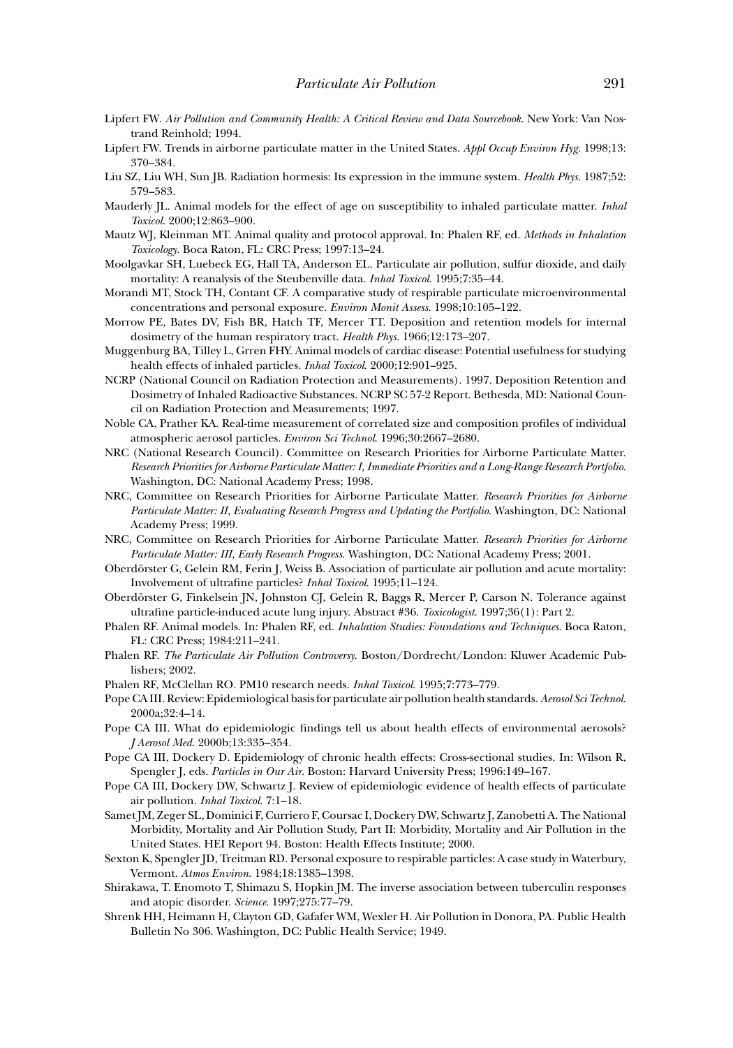Lipfert FW. *Air Pollution and Community Health: A Critical Review and Data Sourcebook*. New York: Van Nostrand Reinhold; 1994.

Lipfert FW. Trends in airborne particulate matter in the United States. *Appl Occup Environ Hyg*. 1998;13: 370–384.

Liu SZ, Liu WH, Sun JB. Radiation hormesis: Its expression in the immune system. *Health Phys*. 1987;52: 579–583.

Mauderly JL. Animal models for the effect of age on susceptibility to inhaled particulate matter. *Inhal Toxicol*. 2000;12:863–900.

Mautz WJ, Kleinman MT. Animal quality and protocol approval. In: Phalen RF, ed. *Methods in Inhalation Toxicology*. Boca Raton, FL: CRC Press; 1997:13–24.

Moolgavkar SH, Luebeck EG, Hall TA, Anderson EL. Particulate air pollution, sulfur dioxide, and daily mortality: A reanalysis of the Steubenville data. *Inhal Toxicol*. 1995;7:35–44.

Morandi MT, Stock TH, Contant CF. A comparative study of respirable particulate microenvironmental concentrations and personal exposure. *Environ Monit Assess*. 1998;10:105–122.

Morrow PE, Bates DV, Fish BR, Hatch TF, Mercer TT. Deposition and retention models for internal dosimetry of the human respiratory tract. *Health Phys*. 1966;12:173–207.

Muggenburg BA, Tilley L, Grren FHY. Animal models of cardiac disease: Potential usefulness for studying health effects of inhaled particles. *Inhal Toxicol*. 2000;12:901–925.

NCRP (National Council on Radiation Protection and Measurements). 1997. Deposition Retention and Dosimetry of Inhaled Radioactive Substances. NCRP SC 57-2 Report. Bethesda, MD: National Council on Radiation Protection and Measurements; 1997.

Noble CA, Prather KA. Real-time measurement of correlated size and composition profiles of individual atmospheric aerosol particles. *Environ Sci Technol*. 1996;30:2667–2680.

NRC (National Research Council). Committee on Research Priorities for Airborne Particulate Matter. *Research Priorities for Airborne Particulate Matter: I, Immediate Priorities and a Long-Range Research Portfolio*. Washington, DC: National Academy Press; 1998.

NRC, Committee on Research Priorities for Airborne Particulate Matter. *Research Priorities for Airborne Particulate Matter: II, Evaluating Research Progress and Updating the Portfolio*. Washington, DC: National Academy Press; 1999.

NRC, Committee on Research Priorities for Airborne Particulate Matter. *Research Priorities for Airborne Particulate Matter: III, Early Research Progress*. Washington, DC: National Academy Press; 2001.

Oberdörster G, Gelein RM, Ferin J, Weiss B. Association of particulate air pollution and acute mortality: Involvement of ultrafine particles? *Inhal Toxicol*. 1995;11–124.

Oberdörster G, Finkelsein JN, Johnston CJ, Gelein R, Baggs R, Mercer P, Carson N. Tolerance against ultrafine particle-induced acute lung injury. Abstract #36. *Toxicologist*. 1997;36(1): Part 2.

Phalen RF. Animal models. In: Phalen RF, ed. *Inhalation Studies: Foundations and Techniques*. Boca Raton, FL: CRC Press; 1984:211–241.

Phalen RF. *The Particulate Air Pollution Controversy*. Boston/Dordrecht/London: Kluwer Academic Publishers; 2002.

Phalen RF, McClellan RO. PM10 research needs. *Inhal Toxicol*. 1995;7:773–779.

Pope CA III. Review: Epidemiological basis for particulate air pollution health standards. *Aerosol Sci Technol*. 2000a;32:4–14.

Pope CA III. What do epidemiologic findings tell us about health effects of environmental aerosols? *J Aerosol Med*. 2000b;13:335–354.

Pope CA III, Dockery D. Epidemiology of chronic health effects: Cross-sectional studies. In: Wilson R, Spengler J, eds. *Particles in Our Air*. Boston: Harvard University Press; 1996:149–167.

Pope CA III, Dockery DW, Schwartz J. Review of epidemiologic evidence of health effects of particulate air pollution. *Inhal Toxicol*. 7:1–18.

Samet JM, Zeger SL, Dominici F, Curriero F, Coursac I, Dockery DW, Schwartz J, Zanobetti A. The National Morbidity, Mortality and Air Pollution Study, Part II: Morbidity, Mortality and Air Pollution in the United States. HEI Report 94. Boston: Health Effects Institute; 2000.

Sexton K, Spengler JD, Treitman RD. Personal exposure to respirable particles: A case study in Waterbury, Vermont. *Atmos Environ*. 1984;18:1385–1398.

Shirakawa, T. Enomoto T, Shimazu S, Hopkin JM. The inverse association between tuberculin responses and atopic disorder. *Science*. 1997;275:77–79.

Shrenk HH, Heimann H, Clayton GD, Gafafer WM, Wexler H. Air Pollution in Donora, PA. Public Health Bulletin No 306. Washington, DC: Public Health Service; 1949.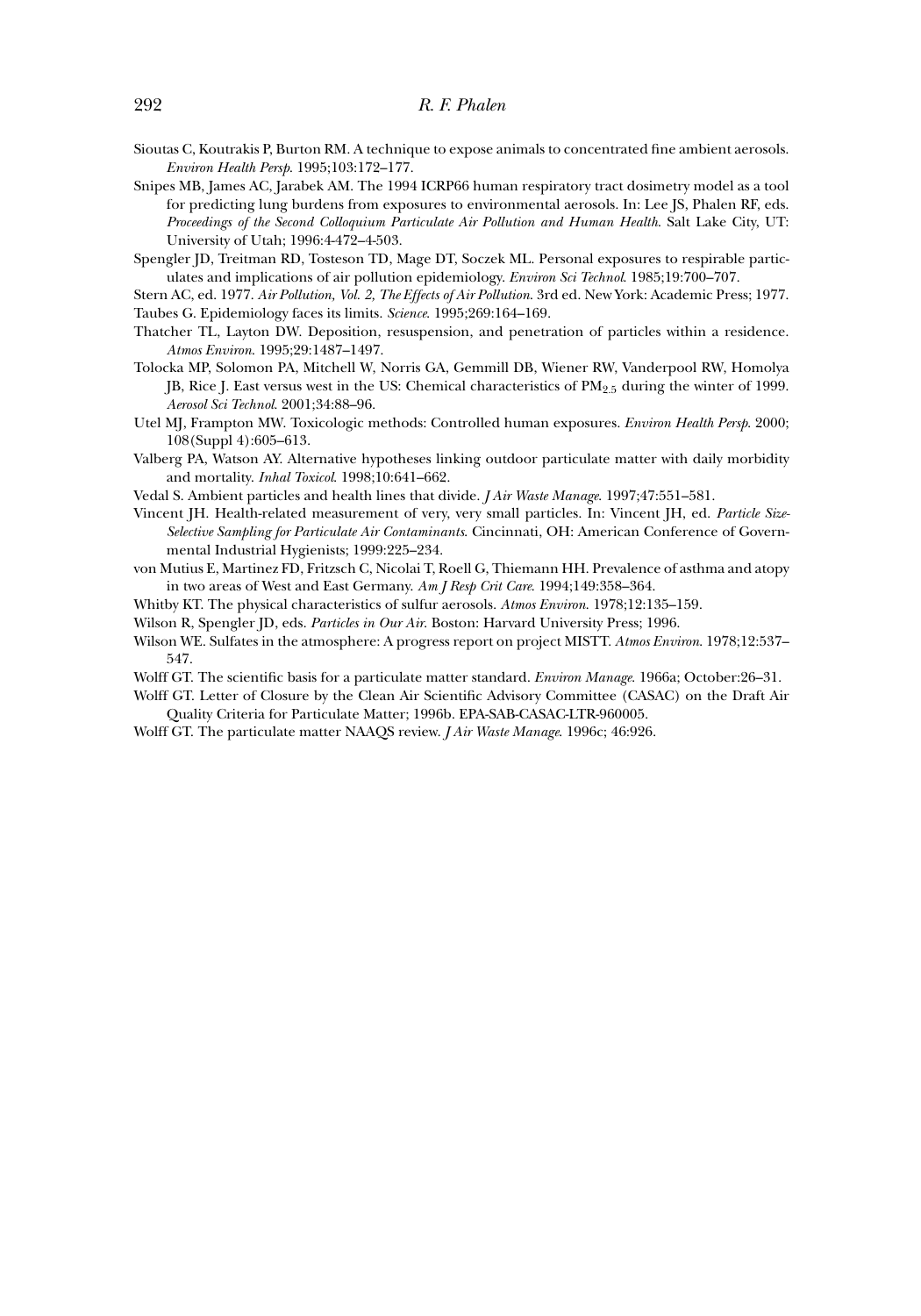Sioutas C, Koutrakis P, Burton RM. A technique to expose animals to concentrated fine ambient aerosols. *Environ Health Persp*. 1995;103:172–177.

Snipes MB, James AC, Jarabek AM. The 1994 ICRP66 human respiratory tract dosimetry model as a tool for predicting lung burdens from exposures to environmental aerosols. In: Lee JS, Phalen RF, eds. *Proceedings of the Second Colloquium Particulate Air Pollution and Human Health*. Salt Lake City, UT: University of Utah; 1996:4-472–4-503.

Spengler JD, Treitman RD, Tosteson TD, Mage DT, Soczek ML. Personal exposures to respirable particulates and implications of air pollution epidemiology. *Environ Sci Technol*. 1985;19:700–707.

Stern AC, ed. 1977. *Air Pollution, Vol. 2, The Effects of Air Pollution*. 3rd ed. New York: Academic Press; 1977.

Taubes G. Epidemiology faces its limits. *Science*. 1995;269:164–169.

Thatcher TL, Layton DW. Deposition, resuspension, and penetration of particles within a residence. *Atmos Environ*. 1995;29:1487–1497.

Tolocka MP, Solomon PA, Mitchell W, Norris GA, Gemmill DB, Wiener RW, Vanderpool RW, Homolya JB, Rice J. East versus west in the US: Chemical characteristics of $PM_{2.5}$ during the winter of 1999. *Aerosol Sci Technol*. 2001;34:88–96.

Utel MJ, Frampton MW. Toxicologic methods: Controlled human exposures. *Environ Health Persp*. 2000; 108(Suppl 4):605–613.

Valberg PA, Watson AY. Alternative hypotheses linking outdoor particulate matter with daily morbidity and mortality. *Inhal Toxicol*. 1998;10:641–662.

Vedal S. Ambient particles and health lines that divide. *J Air Waste Manage*. 1997;47:551–581.

Vincent JH. Health-related measurement of very, very small particles. In: Vincent JH, ed. *Particle Size-Selective Sampling for Particulate Air Contaminants*. Cincinnati, OH: American Conference of Governmental Industrial Hygienists; 1999:225–234.

von Mutius E, Martinez FD, Fritzsch C, Nicolai T, Roell G, Thiemann HH. Prevalence of asthma and atopy in two areas of West and East Germany. *Am J Resp Crit Care*. 1994;149:358–364.

Whitby KT. The physical characteristics of sulfur aerosols. *Atmos Environ*. 1978;12:135–159.

Wilson R, Spengler JD, eds. *Particles in Our Air*. Boston: Harvard University Press; 1996.

Wilson WE. Sulfates in the atmosphere: A progress report on project MISTT. *Atmos Environ*. 1978;12:537–547.

Wolff GT. The scientific basis for a particulate matter standard. *Environ Manage*. 1966a; October:26–31.

Wolff GT. Letter of Closure by the Clean Air Scientific Advisory Committee (CASAC) on the Draft Air Quality Criteria for Particulate Matter; 1996b. EPA-SAB-CASAC-LTR-960005.

Wolff GT. The particulate matter NAAQS review. *J Air Waste Manage*. 1996c; 46:926.